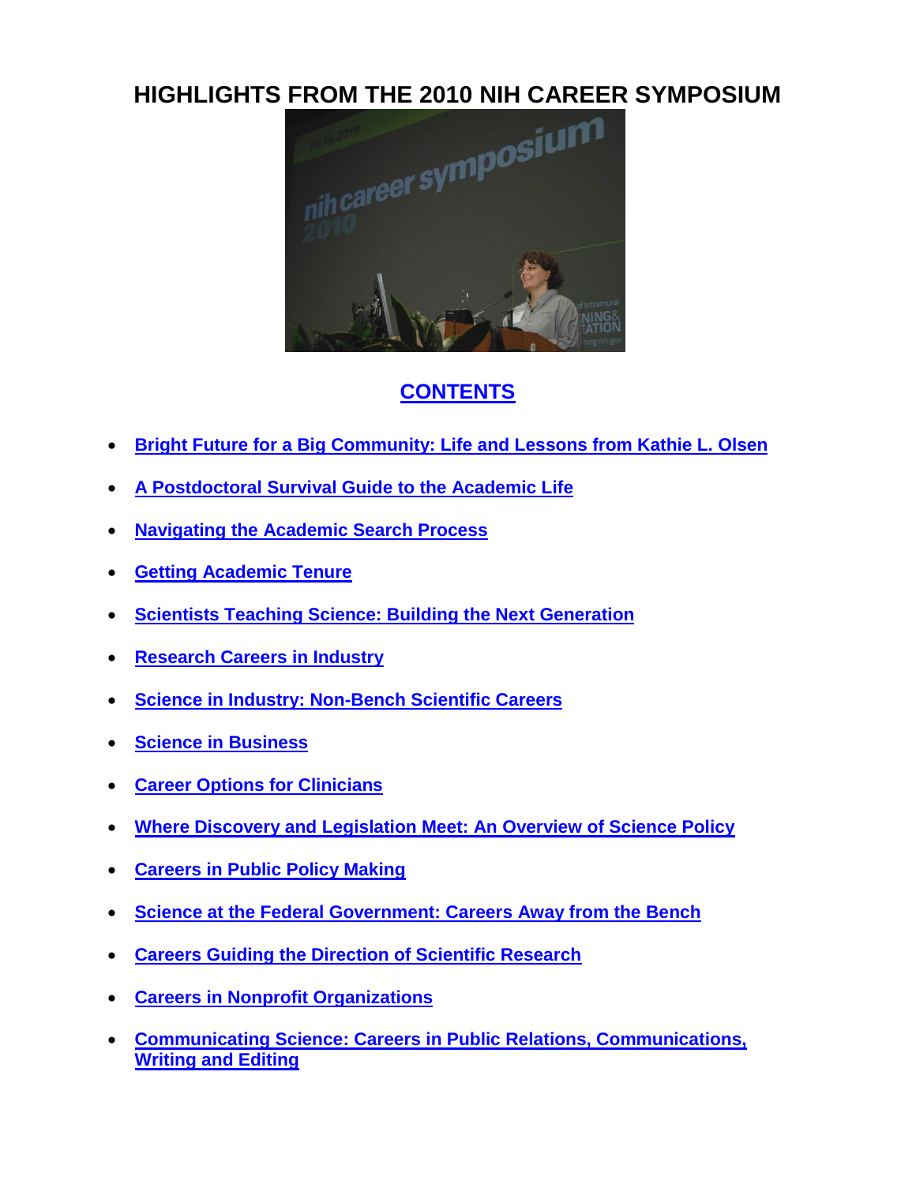# HIGHLIGHTS FROM THE 2010 NIH CAREER SYMPOSIUM

## CONTENTS

- Bright Future for a Big Community: Life and Lessons from Kathie L. Olsen
- A Postdoctoral Survival Guide to the Academic Life
- Navigating the Academic Search Process
- Getting Academic Tenure
- Scientists Teaching Science: Building the Next Generation
- Research Careers in Industry
- Science in Industry: Non-Bench Scientific Careers
- Science in Business
- Career Options for Clinicians
- Where Discovery and Legislation Meet: An Overview of Science Policy
- Careers in Public Policy Making
- Science at the Federal Government: Careers Away from the Bench
- Careers Guiding the Direction of Scientific Research
- Careers in Nonprofit Organizations
- Communicating Science: Careers in Public Relations, Communications, Writing and Editing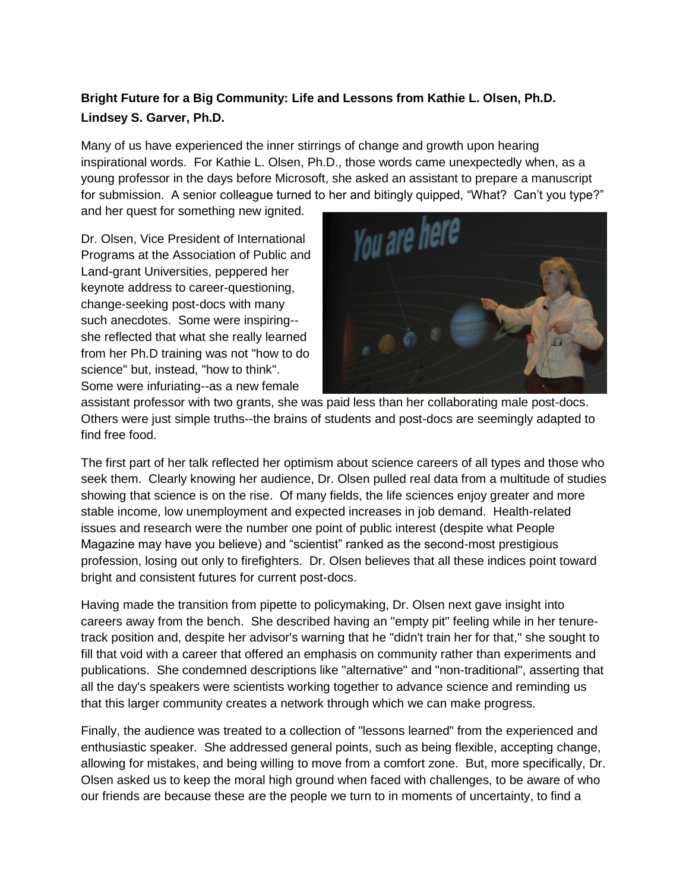**Bright Future for a Big Community: Life and Lessons from Kathie L. Olsen, Ph.D.**

**Lindsey S. Garver, Ph.D.**

Many of us have experienced the inner stirrings of change and growth upon hearing inspirational words. For Kathie L. Olsen, Ph.D., those words came unexpectedly when, as a young professor in the days before Microsoft, she asked an assistant to prepare a manuscript for submission. A senior colleague turned to her and bitingly quipped, "What? Can't you type?" and her quest for something new ignited.

Dr. Olsen, Vice President of International Programs at the Association of Public and Land-grant Universities, peppered her keynote address to career-questioning, change-seeking post-docs with many such anecdotes. Some were inspiring--she reflected that what she really learned from her Ph.D training was not "how to do science" but, instead, "how to think". Some were infuriating--as a new female assistant professor with two grants, she was paid less than her collaborating male post-docs. Others were just simple truths--the brains of students and post-docs are seemingly adapted to find free food.

The first part of her talk reflected her optimism about science careers of all types and those who seek them. Clearly knowing her audience, Dr. Olsen pulled real data from a multitude of studies showing that science is on the rise. Of many fields, the life sciences enjoy greater and more stable income, low unemployment and expected increases in job demand. Health-related issues and research were the number one point of public interest (despite what People Magazine may have you believe) and "scientist" ranked as the second-most prestigious profession, losing out only to firefighters. Dr. Olsen believes that all these indices point toward bright and consistent futures for current post-docs.

Having made the transition from pipette to policymaking, Dr. Olsen next gave insight into careers away from the bench. She described having an "empty pit" feeling while in her tenure-track position and, despite her advisor's warning that he "didn't train her for that," she sought to fill that void with a career that offered an emphasis on community rather than experiments and publications. She condemned descriptions like "alternative" and "non-traditional", asserting that all the day's speakers were scientists working together to advance science and reminding us that this larger community creates a network through which we can make progress.

Finally, the audience was treated to a collection of "lessons learned" from the experienced and enthusiastic speaker. She addressed general points, such as being flexible, accepting change, allowing for mistakes, and being willing to move from a comfort zone. But, more specifically, Dr. Olsen asked us to keep the moral high ground when faced with challenges, to be aware of who our friends are because these are the people we turn to in moments of uncertainty, to find a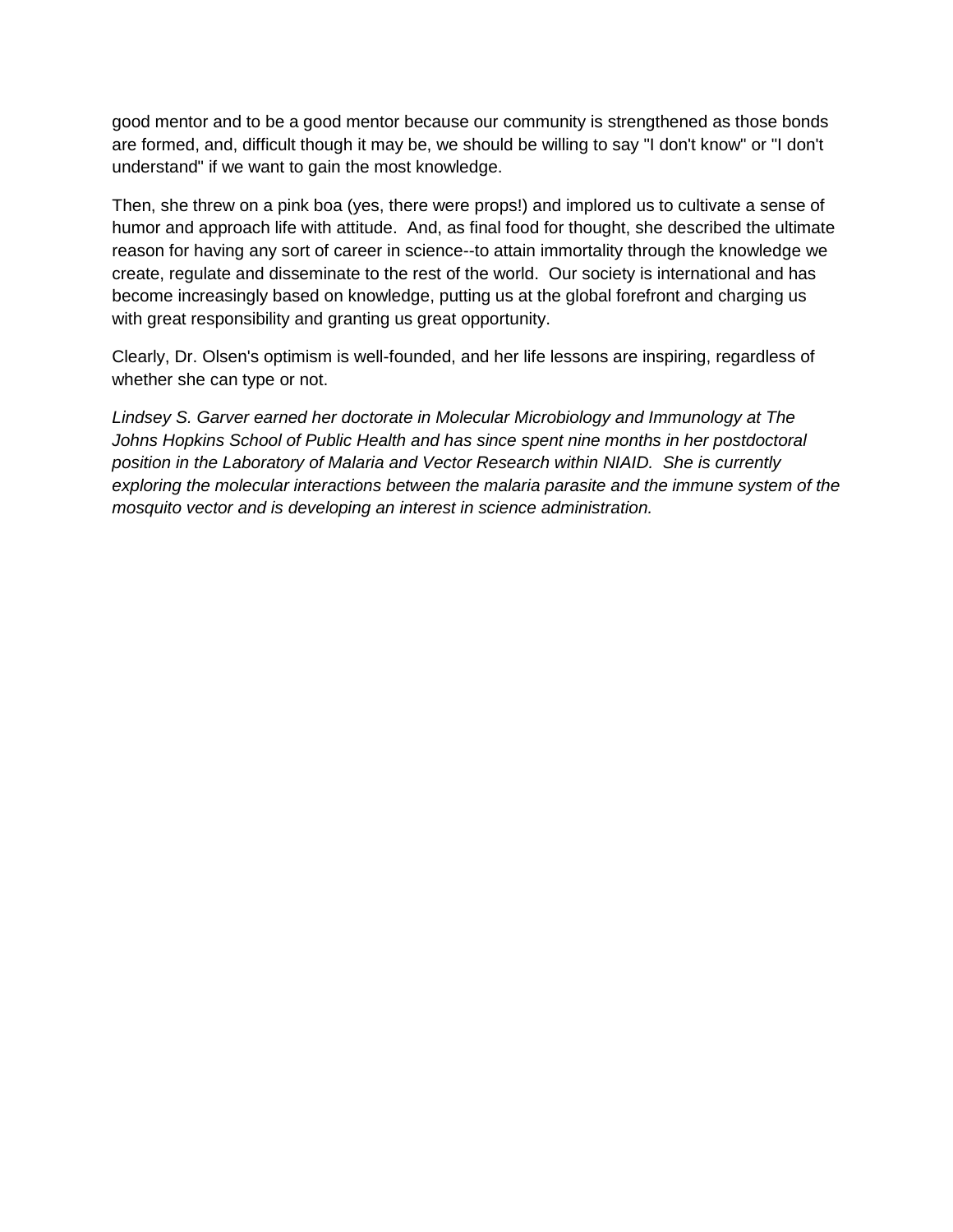good mentor and to be a good mentor because our community is strengthened as those bonds are formed, and, difficult though it may be, we should be willing to say "I don't know" or "I don't understand" if we want to gain the most knowledge.

Then, she threw on a pink boa (yes, there were props!) and implored us to cultivate a sense of humor and approach life with attitude. And, as final food for thought, she described the ultimate reason for having any sort of career in science--to attain immortality through the knowledge we create, regulate and disseminate to the rest of the world. Our society is international and has become increasingly based on knowledge, putting us at the global forefront and charging us with great responsibility and granting us great opportunity.

Clearly, Dr. Olsen's optimism is well-founded, and her life lessons are inspiring, regardless of whether she can type or not.

*Lindsey S. Garver earned her doctorate in Molecular Microbiology and Immunology at The Johns Hopkins School of Public Health and has since spent nine months in her postdoctoral position in the Laboratory of Malaria and Vector Research within NIAID. She is currently exploring the molecular interactions between the malaria parasite and the immune system of the mosquito vector and is developing an interest in science administration.*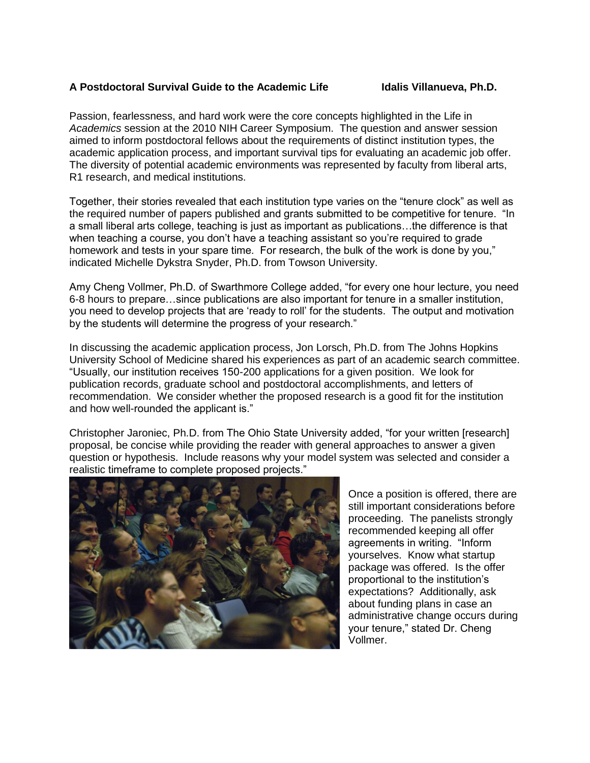**A Postdoctoral Survival Guide to the Academic Life** **Idalis Villanueva, Ph.D.**

Passion, fearlessness, and hard work were the core concepts highlighted in the Life in *Academics* session at the 2010 NIH Career Symposium. The question and answer session aimed to inform postdoctoral fellows about the requirements of distinct institution types, the academic application process, and important survival tips for evaluating an academic job offer. The diversity of potential academic environments was represented by faculty from liberal arts, R1 research, and medical institutions.

Together, their stories revealed that each institution type varies on the "tenure clock" as well as the required number of papers published and grants submitted to be competitive for tenure. "In a small liberal arts college, teaching is just as important as publications…the difference is that when teaching a course, you don't have a teaching assistant so you're required to grade homework and tests in your spare time. For research, the bulk of the work is done by you," indicated Michelle Dykstra Snyder, Ph.D. from Towson University.

Amy Cheng Vollmer, Ph.D. of Swarthmore College added, "for every one hour lecture, you need 6-8 hours to prepare…since publications are also important for tenure in a smaller institution, you need to develop projects that are 'ready to roll' for the students. The output and motivation by the students will determine the progress of your research."

In discussing the academic application process, Jon Lorsch, Ph.D. from The Johns Hopkins University School of Medicine shared his experiences as part of an academic search committee. "Usually, our institution receives 150-200 applications for a given position. We look for publication records, graduate school and postdoctoral accomplishments, and letters of recommendation. We consider whether the proposed research is a good fit for the institution and how well-rounded the applicant is."

Christopher Jaroniec, Ph.D. from The Ohio State University added, "for your written [research] proposal, be concise while providing the reader with general approaches to answer a given question or hypothesis. Include reasons why your model system was selected and consider a realistic timeframe to complete proposed projects."

Once a position is offered, there are still important considerations before proceeding. The panelists strongly recommended keeping all offer agreements in writing. "Inform yourselves. Know what startup package was offered. Is the offer proportional to the institution's expectations? Additionally, ask about funding plans in case an administrative change occurs during your tenure," stated Dr. Cheng Vollmer.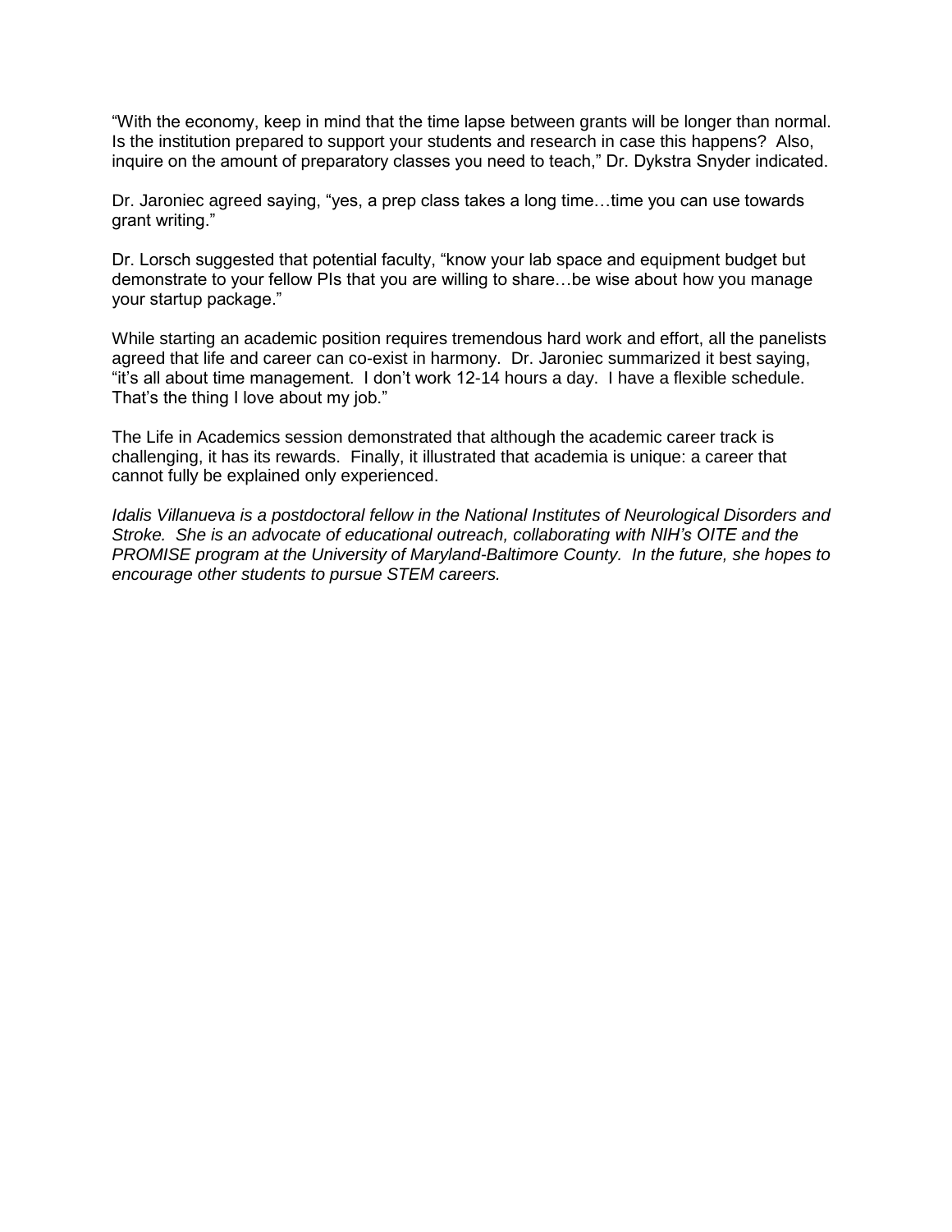"With the economy, keep in mind that the time lapse between grants will be longer than normal. Is the institution prepared to support your students and research in case this happens? Also, inquire on the amount of preparatory classes you need to teach," Dr. Dykstra Snyder indicated.

Dr. Jaroniec agreed saying, "yes, a prep class takes a long time…time you can use towards grant writing."

Dr. Lorsch suggested that potential faculty, "know your lab space and equipment budget but demonstrate to your fellow PIs that you are willing to share…be wise about how you manage your startup package."

While starting an academic position requires tremendous hard work and effort, all the panelists agreed that life and career can co-exist in harmony. Dr. Jaroniec summarized it best saying, "it's all about time management. I don't work 12-14 hours a day. I have a flexible schedule. That's the thing I love about my job."

The Life in Academics session demonstrated that although the academic career track is challenging, it has its rewards. Finally, it illustrated that academia is unique: a career that cannot fully be explained only experienced.

*Idalis Villanueva is a postdoctoral fellow in the National Institutes of Neurological Disorders and Stroke. She is an advocate of educational outreach, collaborating with NIH's OITE and the PROMISE program at the University of Maryland-Baltimore County. In the future, she hopes to encourage other students to pursue STEM careers.*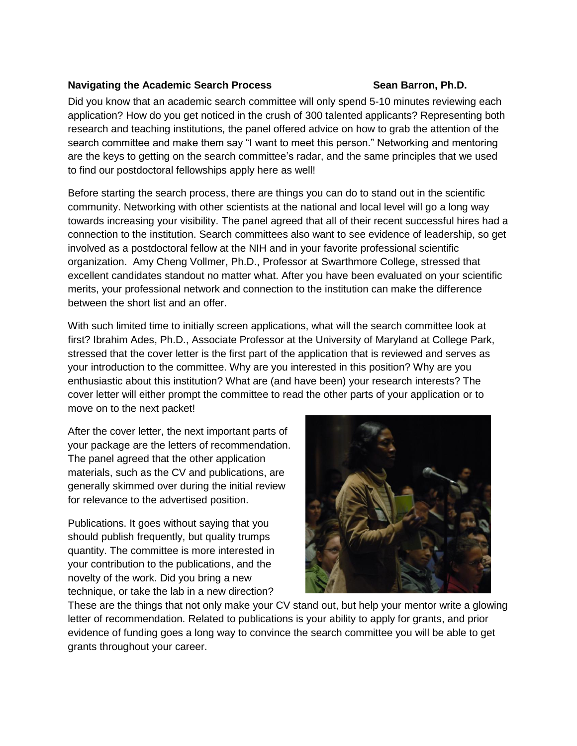**Navigating the Academic Search Process** **Sean Barron, Ph.D.**

Did you know that an academic search committee will only spend 5-10 minutes reviewing each application? How do you get noticed in the crush of 300 talented applicants? Representing both research and teaching institutions, the panel offered advice on how to grab the attention of the search committee and make them say "I want to meet this person." Networking and mentoring are the keys to getting on the search committee's radar, and the same principles that we used to find our postdoctoral fellowships apply here as well!

Before starting the search process, there are things you can do to stand out in the scientific community. Networking with other scientists at the national and local level will go a long way towards increasing your visibility. The panel agreed that all of their recent successful hires had a connection to the institution. Search committees also want to see evidence of leadership, so get involved as a postdoctoral fellow at the NIH and in your favorite professional scientific organization. Amy Cheng Vollmer, Ph.D., Professor at Swarthmore College, stressed that excellent candidates standout no matter what. After you have been evaluated on your scientific merits, your professional network and connection to the institution can make the difference between the short list and an offer.

With such limited time to initially screen applications, what will the search committee look at first? Ibrahim Ades, Ph.D., Associate Professor at the University of Maryland at College Park, stressed that the cover letter is the first part of the application that is reviewed and serves as your introduction to the committee. Why are you interested in this position? Why are you enthusiastic about this institution? What are (and have been) your research interests? The cover letter will either prompt the committee to read the other parts of your application or to move on to the next packet!

After the cover letter, the next important parts of your package are the letters of recommendation. The panel agreed that the other application materials, such as the CV and publications, are generally skimmed over during the initial review for relevance to the advertised position.

Publications. It goes without saying that you should publish frequently, but quality trumps quantity. The committee is more interested in your contribution to the publications, and the novelty of the work. Did you bring a new technique, or take the lab in a new direction? These are the things that not only make your CV stand out, but help your mentor write a glowing letter of recommendation. Related to publications is your ability to apply for grants, and prior evidence of funding goes a long way to convince the search committee you will be able to get grants throughout your career.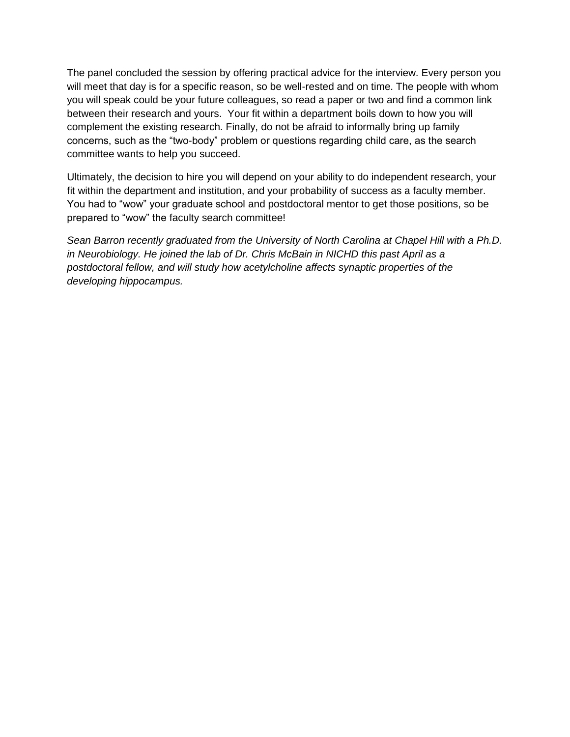The panel concluded the session by offering practical advice for the interview. Every person you will meet that day is for a specific reason, so be well-rested and on time. The people with whom you will speak could be your future colleagues, so read a paper or two and find a common link between their research and yours. Your fit within a department boils down to how you will complement the existing research. Finally, do not be afraid to informally bring up family concerns, such as the "two-body" problem or questions regarding child care, as the search committee wants to help you succeed.

Ultimately, the decision to hire you will depend on your ability to do independent research, your fit within the department and institution, and your probability of success as a faculty member. You had to "wow" your graduate school and postdoctoral mentor to get those positions, so be prepared to "wow" the faculty search committee!

*Sean Barron recently graduated from the University of North Carolina at Chapel Hill with a Ph.D. in Neurobiology. He joined the lab of Dr. Chris McBain in NICHD this past April as a postdoctoral fellow, and will study how acetylcholine affects synaptic properties of the developing hippocampus.*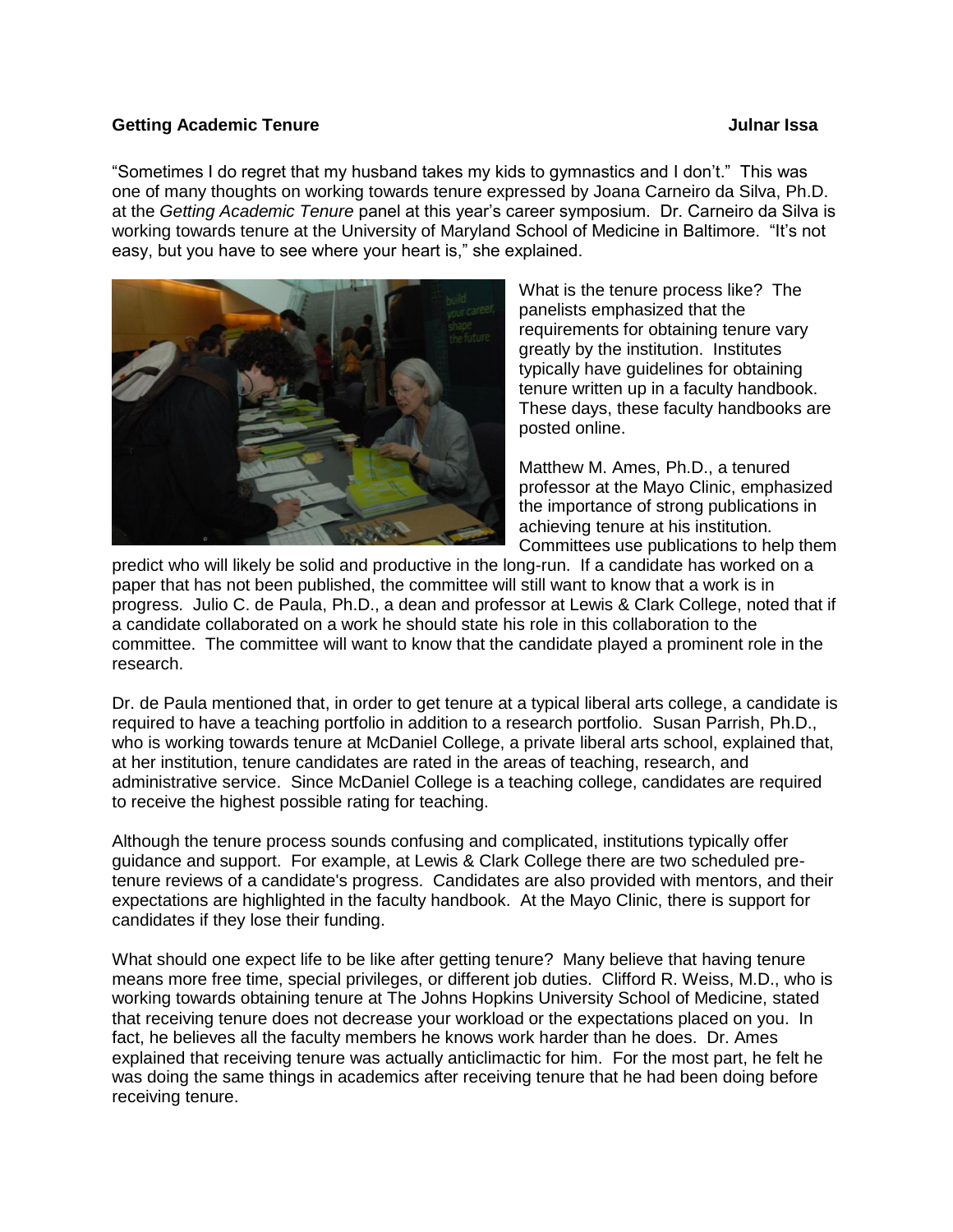**Getting Academic Tenure** **Julnar Issa**

"Sometimes I do regret that my husband takes my kids to gymnastics and I don't." This was one of many thoughts on working towards tenure expressed by Joana Carneiro da Silva, Ph.D. at the *Getting Academic Tenure* panel at this year's career symposium. Dr. Carneiro da Silva is working towards tenure at the University of Maryland School of Medicine in Baltimore. "It's not easy, but you have to see where your heart is," she explained.

What is the tenure process like? The panelists emphasized that the requirements for obtaining tenure vary greatly by the institution. Institutes typically have guidelines for obtaining tenure written up in a faculty handbook. These days, these faculty handbooks are posted online.

Matthew M. Ames, Ph.D., a tenured professor at the Mayo Clinic, emphasized the importance of strong publications in achieving tenure at his institution. Committees use publications to help them predict who will likely be solid and productive in the long-run. If a candidate has worked on a paper that has not been published, the committee will still want to know that a work is in progress. Julio C. de Paula, Ph.D., a dean and professor at Lewis & Clark College, noted that if a candidate collaborated on a work he should state his role in this collaboration to the committee. The committee will want to know that the candidate played a prominent role in the research.

Dr. de Paula mentioned that, in order to get tenure at a typical liberal arts college, a candidate is required to have a teaching portfolio in addition to a research portfolio. Susan Parrish, Ph.D., who is working towards tenure at McDaniel College, a private liberal arts school, explained that, at her institution, tenure candidates are rated in the areas of teaching, research, and administrative service. Since McDaniel College is a teaching college, candidates are required to receive the highest possible rating for teaching.

Although the tenure process sounds confusing and complicated, institutions typically offer guidance and support. For example, at Lewis & Clark College there are two scheduled pre-tenure reviews of a candidate's progress. Candidates are also provided with mentors, and their expectations are highlighted in the faculty handbook. At the Mayo Clinic, there is support for candidates if they lose their funding.

What should one expect life to be like after getting tenure? Many believe that having tenure means more free time, special privileges, or different job duties. Clifford R. Weiss, M.D., who is working towards obtaining tenure at The Johns Hopkins University School of Medicine, stated that receiving tenure does not decrease your workload or the expectations placed on you. In fact, he believes all the faculty members he knows work harder than he does. Dr. Ames explained that receiving tenure was actually anticlimactic for him. For the most part, he felt he was doing the same things in academics after receiving tenure that he had been doing before receiving tenure.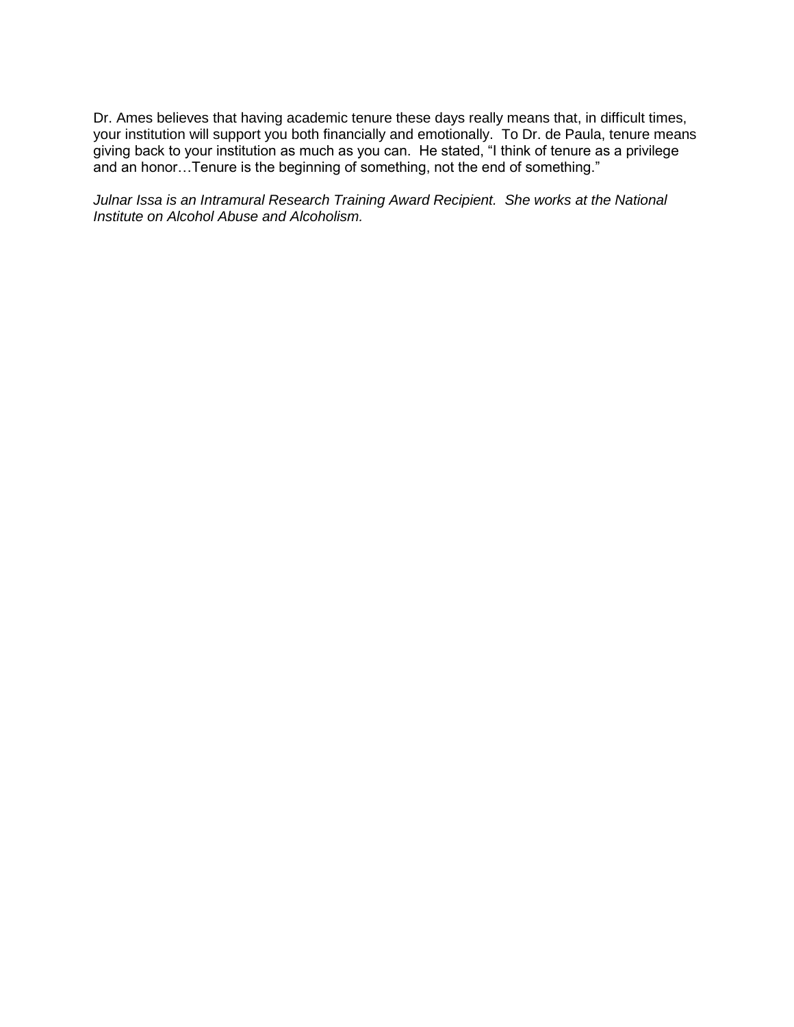Dr. Ames believes that having academic tenure these days really means that, in difficult times, your institution will support you both financially and emotionally. To Dr. de Paula, tenure means giving back to your institution as much as you can. He stated, "I think of tenure as a privilege and an honor…Tenure is the beginning of something, not the end of something."

*Julnar Issa is an Intramural Research Training Award Recipient. She works at the National Institute on Alcohol Abuse and Alcoholism.*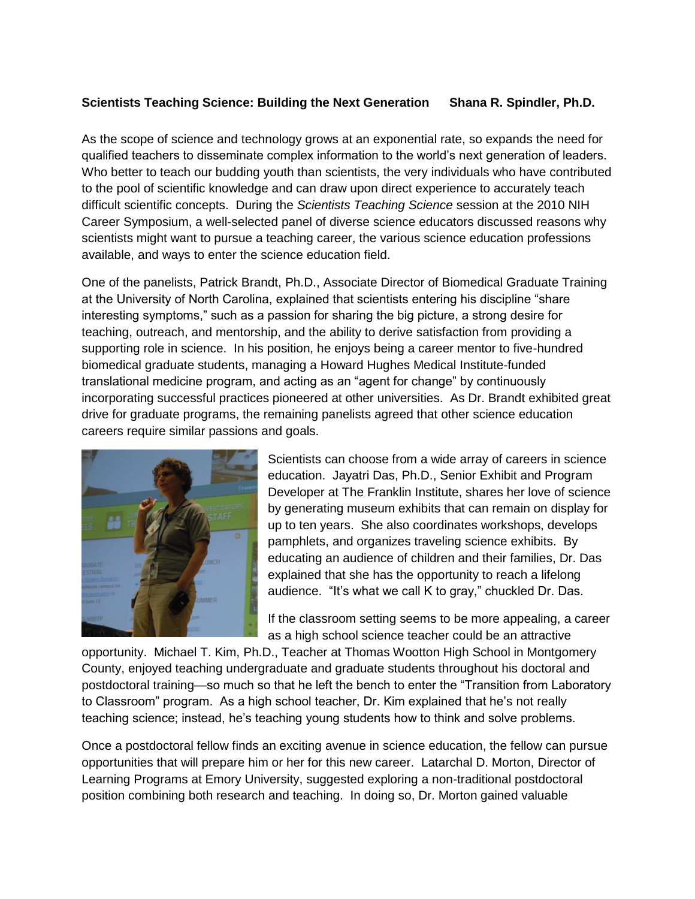**Scientists Teaching Science: Building the Next Generation     Shana R. Spindler, Ph.D.**

As the scope of science and technology grows at an exponential rate, so expands the need for qualified teachers to disseminate complex information to the world's next generation of leaders. Who better to teach our budding youth than scientists, the very individuals who have contributed to the pool of scientific knowledge and can draw upon direct experience to accurately teach difficult scientific concepts. During the *Scientists Teaching Science* session at the 2010 NIH Career Symposium, a well-selected panel of diverse science educators discussed reasons why scientists might want to pursue a teaching career, the various science education professions available, and ways to enter the science education field.

One of the panelists, Patrick Brandt, Ph.D., Associate Director of Biomedical Graduate Training at the University of North Carolina, explained that scientists entering his discipline "share interesting symptoms," such as a passion for sharing the big picture, a strong desire for teaching, outreach, and mentorship, and the ability to derive satisfaction from providing a supporting role in science. In his position, he enjoys being a career mentor to five-hundred biomedical graduate students, managing a Howard Hughes Medical Institute-funded translational medicine program, and acting as an "agent for change" by continuously incorporating successful practices pioneered at other universities. As Dr. Brandt exhibited great drive for graduate programs, the remaining panelists agreed that other science education careers require similar passions and goals.

Scientists can choose from a wide array of careers in science education. Jayatri Das, Ph.D., Senior Exhibit and Program Developer at The Franklin Institute, shares her love of science by generating museum exhibits that can remain on display for up to ten years. She also coordinates workshops, develops pamphlets, and organizes traveling science exhibits. By educating an audience of children and their families, Dr. Das explained that she has the opportunity to reach a lifelong audience. "It's what we call K to gray," chuckled Dr. Das.

If the classroom setting seems to be more appealing, a career as a high school science teacher could be an attractive opportunity. Michael T. Kim, Ph.D., Teacher at Thomas Wootton High School in Montgomery County, enjoyed teaching undergraduate and graduate students throughout his doctoral and postdoctoral training—so much so that he left the bench to enter the "Transition from Laboratory to Classroom" program. As a high school teacher, Dr. Kim explained that he's not really teaching science; instead, he's teaching young students how to think and solve problems.

Once a postdoctoral fellow finds an exciting avenue in science education, the fellow can pursue opportunities that will prepare him or her for this new career. Latarchal D. Morton, Director of Learning Programs at Emory University, suggested exploring a non-traditional postdoctoral position combining both research and teaching. In doing so, Dr. Morton gained valuable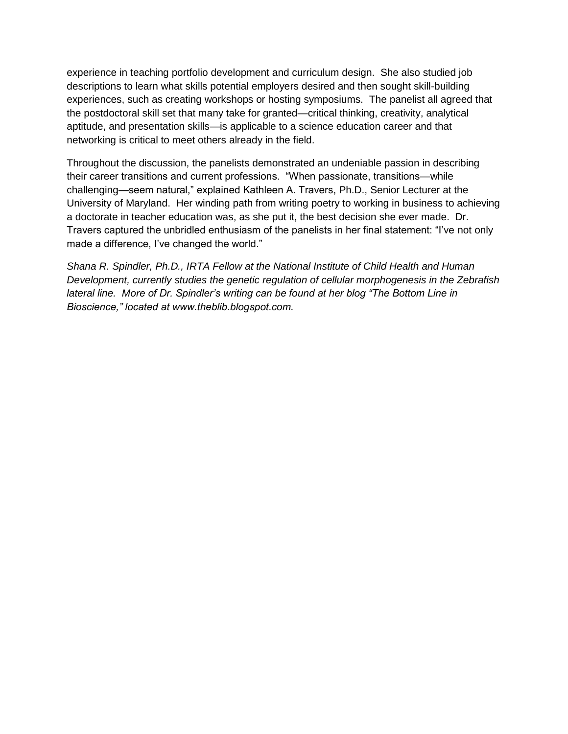experience in teaching portfolio development and curriculum design. She also studied job descriptions to learn what skills potential employers desired and then sought skill-building experiences, such as creating workshops or hosting symposiums. The panelist all agreed that the postdoctoral skill set that many take for granted—critical thinking, creativity, analytical aptitude, and presentation skills—is applicable to a science education career and that networking is critical to meet others already in the field.

Throughout the discussion, the panelists demonstrated an undeniable passion in describing their career transitions and current professions. "When passionate, transitions—while challenging—seem natural," explained Kathleen A. Travers, Ph.D., Senior Lecturer at the University of Maryland. Her winding path from writing poetry to working in business to achieving a doctorate in teacher education was, as she put it, the best decision she ever made. Dr. Travers captured the unbridled enthusiasm of the panelists in her final statement: "I've not only made a difference, I've changed the world."

*Shana R. Spindler, Ph.D., IRTA Fellow at the National Institute of Child Health and Human Development, currently studies the genetic regulation of cellular morphogenesis in the Zebrafish lateral line. More of Dr. Spindler's writing can be found at her blog "The Bottom Line in Bioscience," located at www.theblib.blogspot.com.*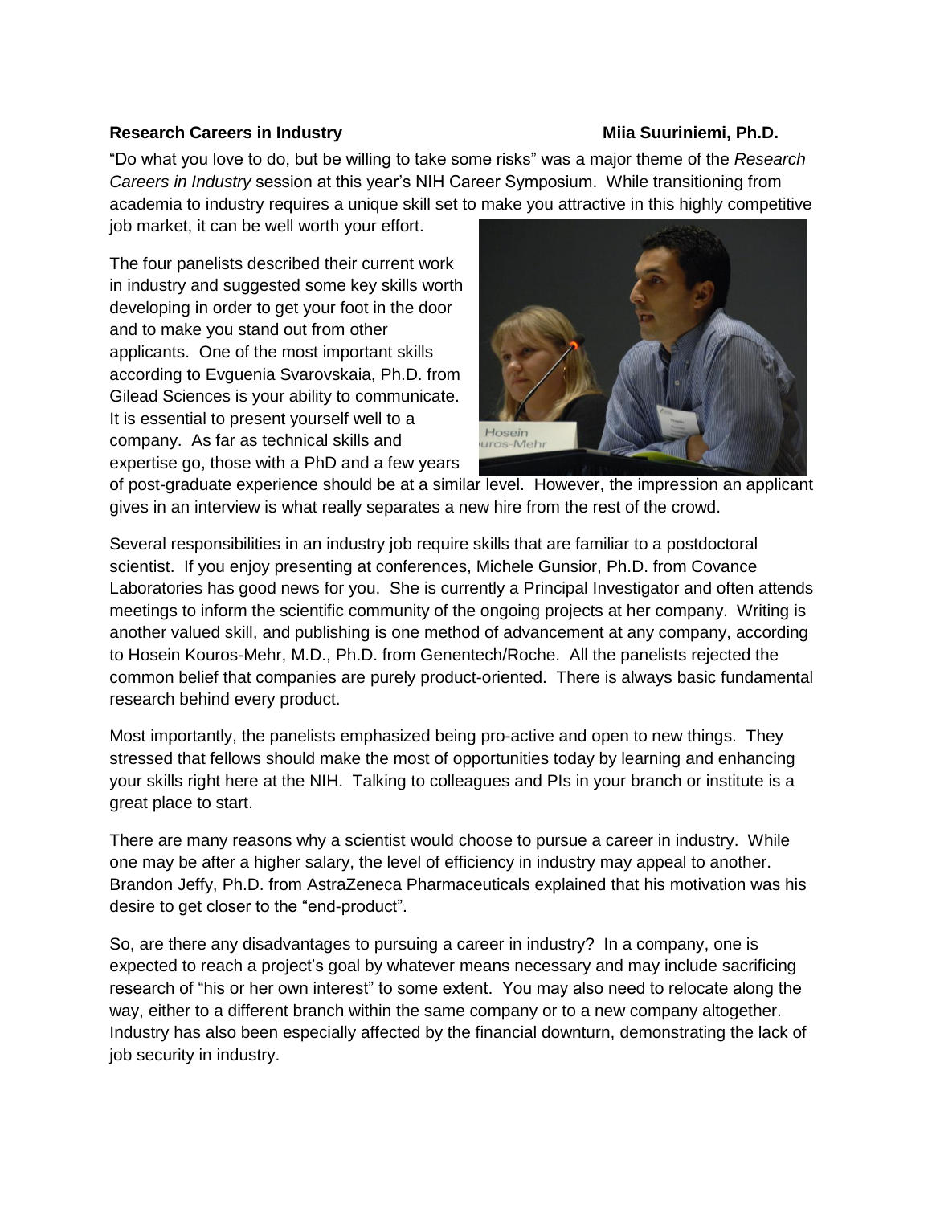**Research Careers in Industry** **Miia Suuriniemi, Ph.D.**

"Do what you love to do, but be willing to take some risks" was a major theme of the *Research Careers in Industry* session at this year's NIH Career Symposium. While transitioning from academia to industry requires a unique skill set to make you attractive in this highly competitive job market, it can be well worth your effort.

The four panelists described their current work in industry and suggested some key skills worth developing in order to get your foot in the door and to make you stand out from other applicants. One of the most important skills according to Evguenia Svarovskaia, Ph.D. from Gilead Sciences is your ability to communicate. It is essential to present yourself well to a company. As far as technical skills and expertise go, those with a PhD and a few years of post-graduate experience should be at a similar level. However, the impression an applicant gives in an interview is what really separates a new hire from the rest of the crowd.

Several responsibilities in an industry job require skills that are familiar to a postdoctoral scientist. If you enjoy presenting at conferences, Michele Gunsior, Ph.D. from Covance Laboratories has good news for you. She is currently a Principal Investigator and often attends meetings to inform the scientific community of the ongoing projects at her company. Writing is another valued skill, and publishing is one method of advancement at any company, according to Hosein Kouros-Mehr, M.D., Ph.D. from Genentech/Roche. All the panelists rejected the common belief that companies are purely product-oriented. There is always basic fundamental research behind every product.

Most importantly, the panelists emphasized being pro-active and open to new things. They stressed that fellows should make the most of opportunities today by learning and enhancing your skills right here at the NIH. Talking to colleagues and PIs in your branch or institute is a great place to start.

There are many reasons why a scientist would choose to pursue a career in industry. While one may be after a higher salary, the level of efficiency in industry may appeal to another. Brandon Jeffy, Ph.D. from AstraZeneca Pharmaceuticals explained that his motivation was his desire to get closer to the "end-product".

So, are there any disadvantages to pursuing a career in industry? In a company, one is expected to reach a project's goal by whatever means necessary and may include sacrificing research of "his or her own interest" to some extent. You may also need to relocate along the way, either to a different branch within the same company or to a new company altogether. Industry has also been especially affected by the financial downturn, demonstrating the lack of job security in industry.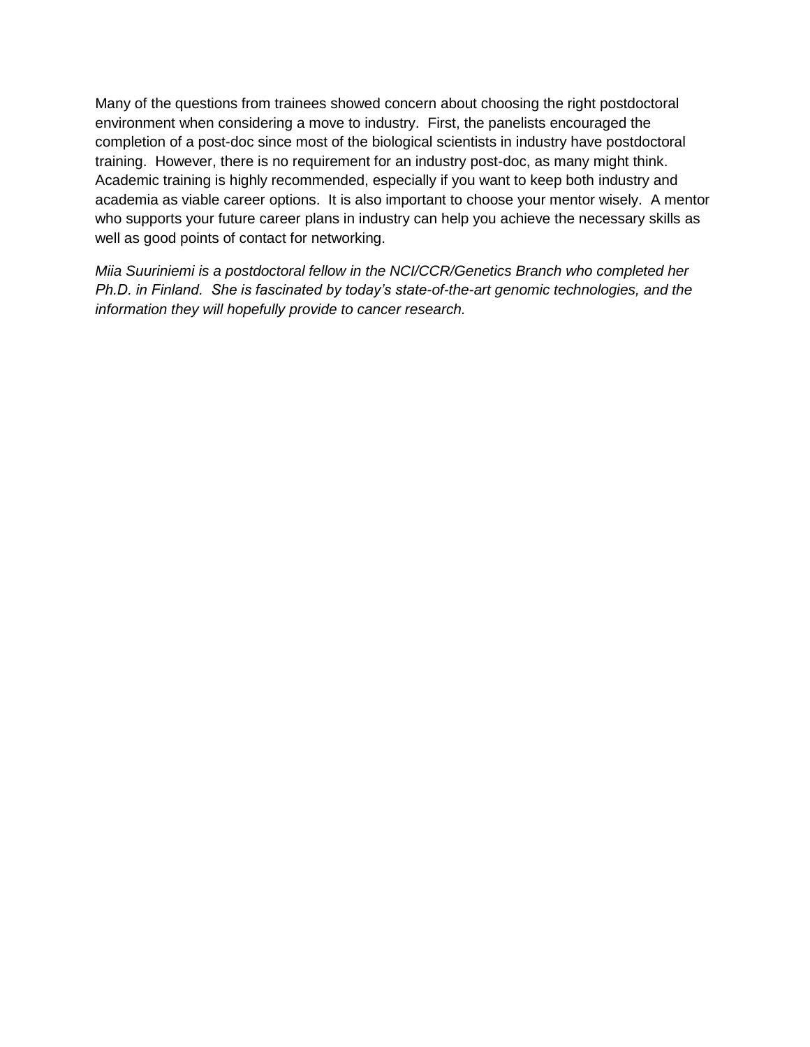Many of the questions from trainees showed concern about choosing the right postdoctoral environment when considering a move to industry. First, the panelists encouraged the completion of a post-doc since most of the biological scientists in industry have postdoctoral training. However, there is no requirement for an industry post-doc, as many might think. Academic training is highly recommended, especially if you want to keep both industry and academia as viable career options. It is also important to choose your mentor wisely. A mentor who supports your future career plans in industry can help you achieve the necessary skills as well as good points of contact for networking.

*Miia Suuriniemi is a postdoctoral fellow in the NCI/CCR/Genetics Branch who completed her Ph.D. in Finland. She is fascinated by today's state-of-the-art genomic technologies, and the information they will hopefully provide to cancer research.*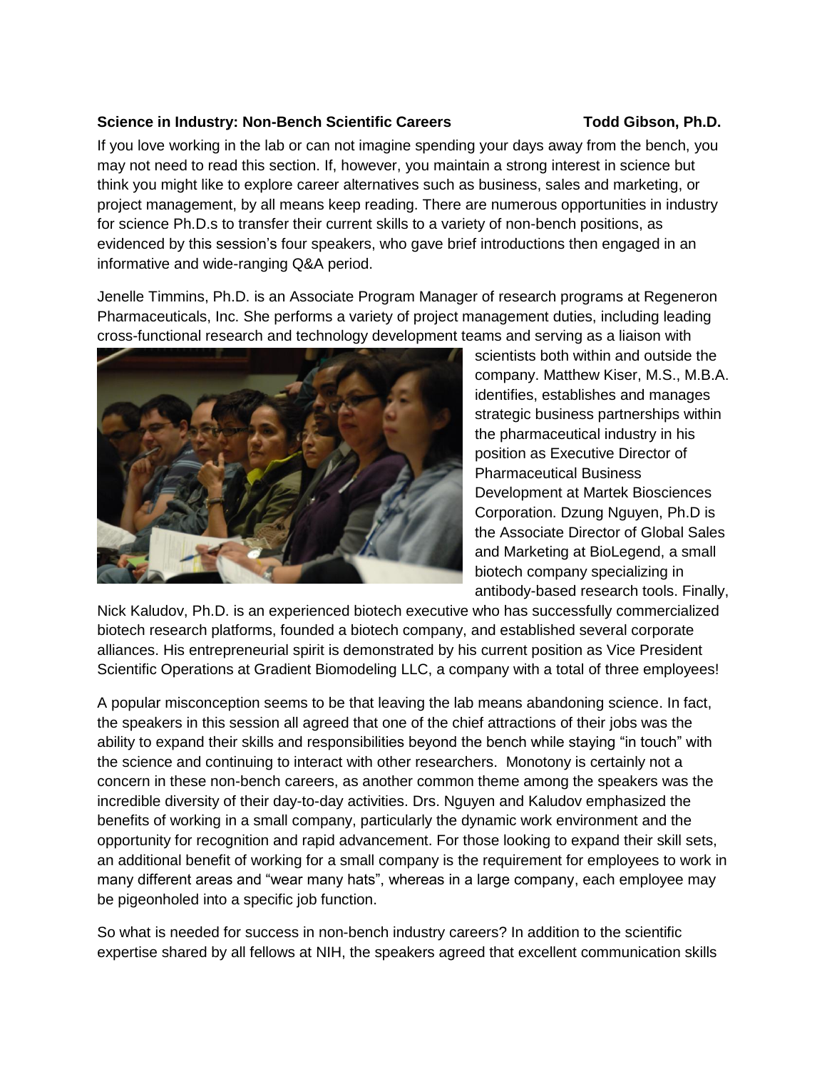**Science in Industry: Non-Bench Scientific Careers** **Todd Gibson, Ph.D.**

If you love working in the lab or can not imagine spending your days away from the bench, you may not need to read this section. If, however, you maintain a strong interest in science but think you might like to explore career alternatives such as business, sales and marketing, or project management, by all means keep reading. There are numerous opportunities in industry for science Ph.D.s to transfer their current skills to a variety of non-bench positions, as evidenced by this session's four speakers, who gave brief introductions then engaged in an informative and wide-ranging Q&A period.

Jenelle Timmins, Ph.D. is an Associate Program Manager of research programs at Regeneron Pharmaceuticals, Inc. She performs a variety of project management duties, including leading cross-functional research and technology development teams and serving as a liaison with scientists both within and outside the company. Matthew Kiser, M.S., M.B.A. identifies, establishes and manages strategic business partnerships within the pharmaceutical industry in his position as Executive Director of Pharmaceutical Business Development at Martek Biosciences Corporation. Dzung Nguyen, Ph.D is the Associate Director of Global Sales and Marketing at BioLegend, a small biotech company specializing in antibody-based research tools. Finally, Nick Kaludov, Ph.D. is an experienced biotech executive who has successfully commercialized biotech research platforms, founded a biotech company, and established several corporate alliances. His entrepreneurial spirit is demonstrated by his current position as Vice President Scientific Operations at Gradient Biomodeling LLC, a company with a total of three employees!

A popular misconception seems to be that leaving the lab means abandoning science. In fact, the speakers in this session all agreed that one of the chief attractions of their jobs was the ability to expand their skills and responsibilities beyond the bench while staying "in touch" with the science and continuing to interact with other researchers. Monotony is certainly not a concern in these non-bench careers, as another common theme among the speakers was the incredible diversity of their day-to-day activities. Drs. Nguyen and Kaludov emphasized the benefits of working in a small company, particularly the dynamic work environment and the opportunity for recognition and rapid advancement. For those looking to expand their skill sets, an additional benefit of working for a small company is the requirement for employees to work in many different areas and "wear many hats", whereas in a large company, each employee may be pigeonholed into a specific job function.

So what is needed for success in non-bench industry careers? In addition to the scientific expertise shared by all fellows at NIH, the speakers agreed that excellent communication skills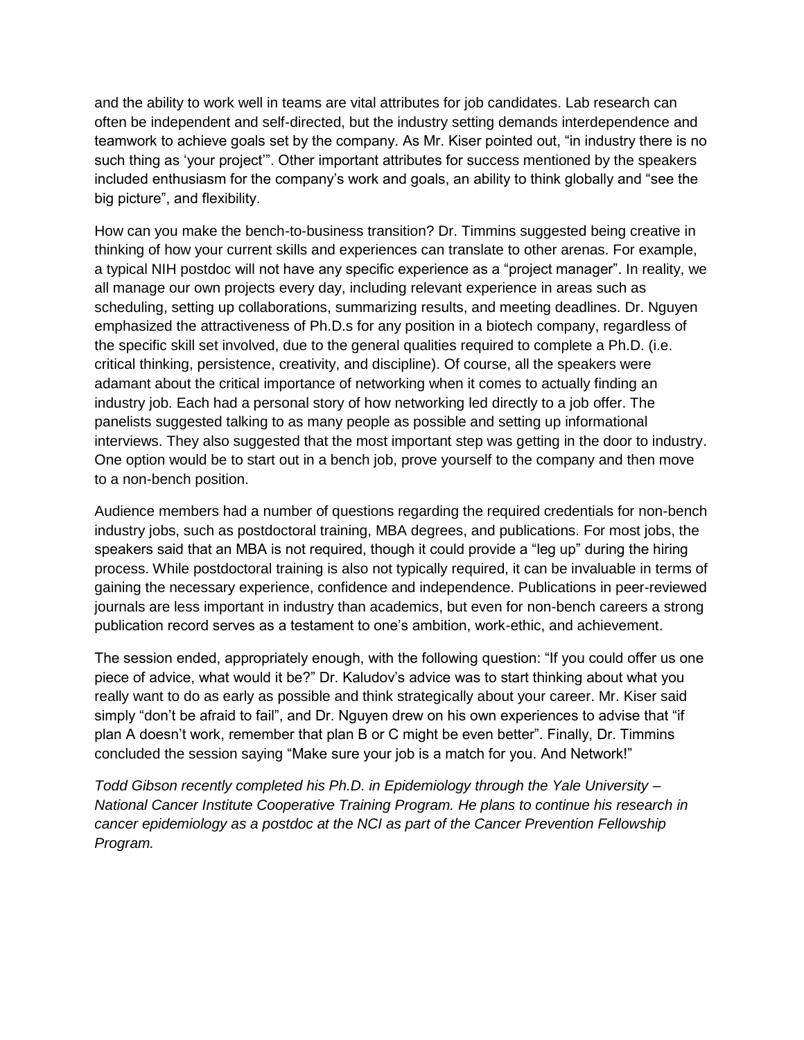and the ability to work well in teams are vital attributes for job candidates. Lab research can often be independent and self-directed, but the industry setting demands interdependence and teamwork to achieve goals set by the company. As Mr. Kiser pointed out, "in industry there is no such thing as 'your project'". Other important attributes for success mentioned by the speakers included enthusiasm for the company's work and goals, an ability to think globally and "see the big picture", and flexibility.

How can you make the bench-to-business transition? Dr. Timmins suggested being creative in thinking of how your current skills and experiences can translate to other arenas. For example, a typical NIH postdoc will not have any specific experience as a "project manager". In reality, we all manage our own projects every day, including relevant experience in areas such as scheduling, setting up collaborations, summarizing results, and meeting deadlines. Dr. Nguyen emphasized the attractiveness of Ph.D.s for any position in a biotech company, regardless of the specific skill set involved, due to the general qualities required to complete a Ph.D. (i.e. critical thinking, persistence, creativity, and discipline). Of course, all the speakers were adamant about the critical importance of networking when it comes to actually finding an industry job. Each had a personal story of how networking led directly to a job offer. The panelists suggested talking to as many people as possible and setting up informational interviews. They also suggested that the most important step was getting in the door to industry. One option would be to start out in a bench job, prove yourself to the company and then move to a non-bench position.

Audience members had a number of questions regarding the required credentials for non-bench industry jobs, such as postdoctoral training, MBA degrees, and publications. For most jobs, the speakers said that an MBA is not required, though it could provide a "leg up" during the hiring process. While postdoctoral training is also not typically required, it can be invaluable in terms of gaining the necessary experience, confidence and independence. Publications in peer-reviewed journals are less important in industry than academics, but even for non-bench careers a strong publication record serves as a testament to one's ambition, work-ethic, and achievement.

The session ended, appropriately enough, with the following question: "If you could offer us one piece of advice, what would it be?" Dr. Kaludov's advice was to start thinking about what you really want to do as early as possible and think strategically about your career. Mr. Kiser said simply "don't be afraid to fail", and Dr. Nguyen drew on his own experiences to advise that "if plan A doesn't work, remember that plan B or C might be even better". Finally, Dr. Timmins concluded the session saying "Make sure your job is a match for you. And Network!"

*Todd Gibson recently completed his Ph.D. in Epidemiology through the Yale University – National Cancer Institute Cooperative Training Program. He plans to continue his research in cancer epidemiology as a postdoc at the NCI as part of the Cancer Prevention Fellowship Program.*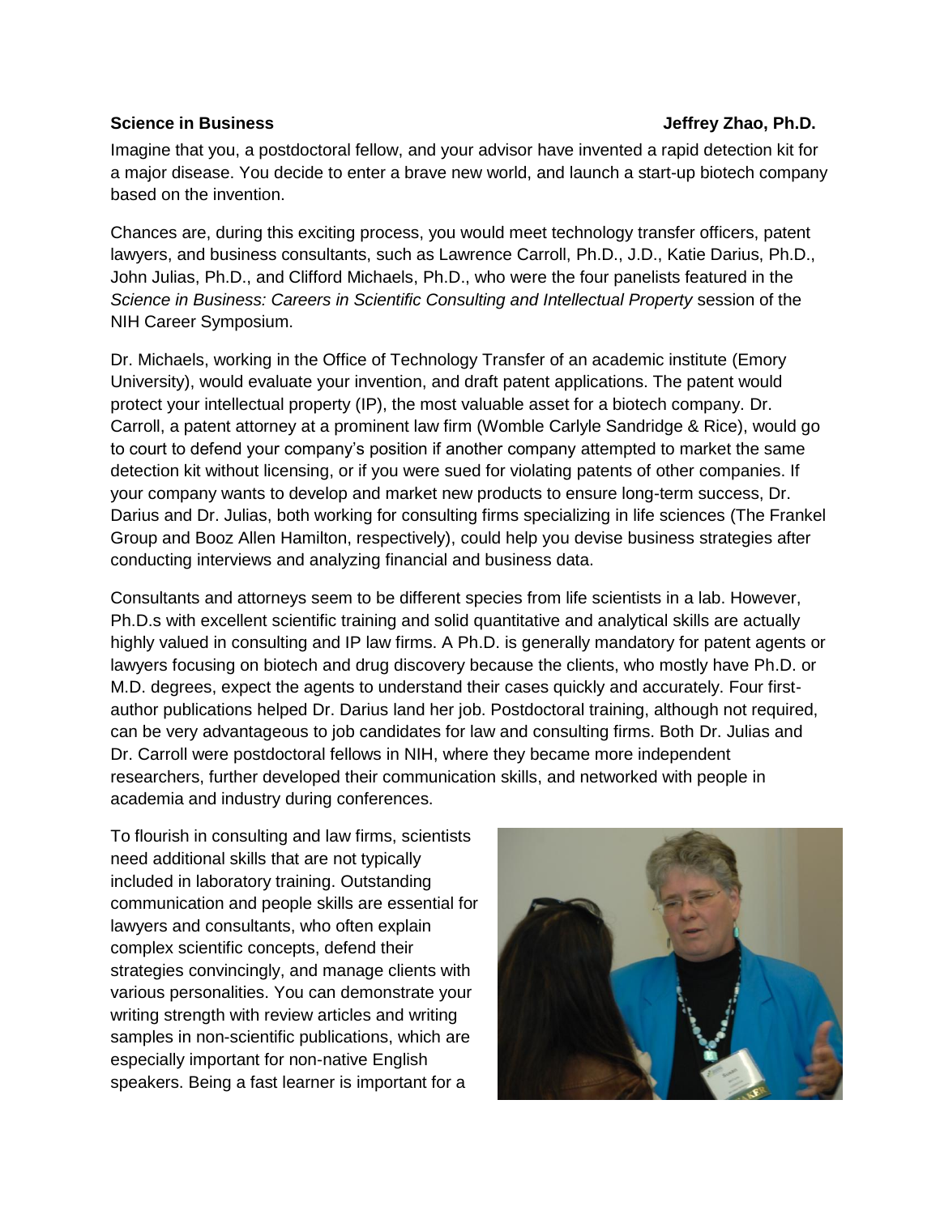**Science in Business** **Jeffrey Zhao, Ph.D.**

Imagine that you, a postdoctoral fellow, and your advisor have invented a rapid detection kit for a major disease. You decide to enter a brave new world, and launch a start-up biotech company based on the invention.

Chances are, during this exciting process, you would meet technology transfer officers, patent lawyers, and business consultants, such as Lawrence Carroll, Ph.D., J.D., Katie Darius, Ph.D., John Julias, Ph.D., and Clifford Michaels, Ph.D., who were the four panelists featured in the *Science in Business: Careers in Scientific Consulting and Intellectual Property* session of the NIH Career Symposium.

Dr. Michaels, working in the Office of Technology Transfer of an academic institute (Emory University), would evaluate your invention, and draft patent applications. The patent would protect your intellectual property (IP), the most valuable asset for a biotech company. Dr. Carroll, a patent attorney at a prominent law firm (Womble Carlyle Sandridge & Rice), would go to court to defend your company's position if another company attempted to market the same detection kit without licensing, or if you were sued for violating patents of other companies. If your company wants to develop and market new products to ensure long-term success, Dr. Darius and Dr. Julias, both working for consulting firms specializing in life sciences (The Frankel Group and Booz Allen Hamilton, respectively), could help you devise business strategies after conducting interviews and analyzing financial and business data.

Consultants and attorneys seem to be different species from life scientists in a lab. However, Ph.D.s with excellent scientific training and solid quantitative and analytical skills are actually highly valued in consulting and IP law firms. A Ph.D. is generally mandatory for patent agents or lawyers focusing on biotech and drug discovery because the clients, who mostly have Ph.D. or M.D. degrees, expect the agents to understand their cases quickly and accurately. Four first-author publications helped Dr. Darius land her job. Postdoctoral training, although not required, can be very advantageous to job candidates for law and consulting firms. Both Dr. Julias and Dr. Carroll were postdoctoral fellows in NIH, where they became more independent researchers, further developed their communication skills, and networked with people in academia and industry during conferences.

To flourish in consulting and law firms, scientists need additional skills that are not typically included in laboratory training. Outstanding communication and people skills are essential for lawyers and consultants, who often explain complex scientific concepts, defend their strategies convincingly, and manage clients with various personalities. You can demonstrate your writing strength with review articles and writing samples in non-scientific publications, which are especially important for non-native English speakers. Being a fast learner is important for a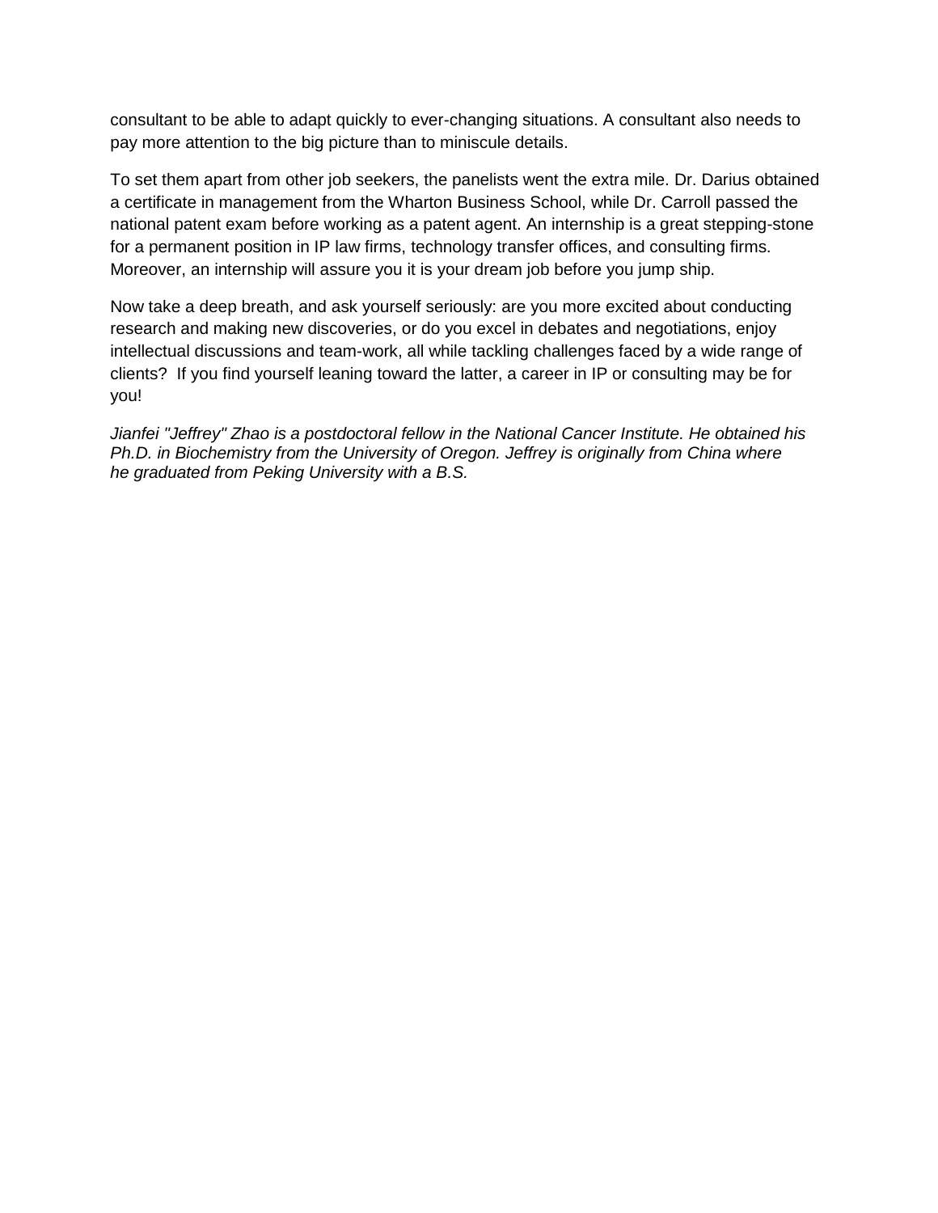consultant to be able to adapt quickly to ever-changing situations. A consultant also needs to pay more attention to the big picture than to miniscule details.

To set them apart from other job seekers, the panelists went the extra mile. Dr. Darius obtained a certificate in management from the Wharton Business School, while Dr. Carroll passed the national patent exam before working as a patent agent. An internship is a great stepping-stone for a permanent position in IP law firms, technology transfer offices, and consulting firms. Moreover, an internship will assure you it is your dream job before you jump ship.

Now take a deep breath, and ask yourself seriously: are you more excited about conducting research and making new discoveries, or do you excel in debates and negotiations, enjoy intellectual discussions and team-work, all while tackling challenges faced by a wide range of clients? If you find yourself leaning toward the latter, a career in IP or consulting may be for you!

*Jianfei "Jeffrey" Zhao is a postdoctoral fellow in the National Cancer Institute. He obtained his Ph.D. in Biochemistry from the University of Oregon. Jeffrey is originally from China where he graduated from Peking University with a B.S.*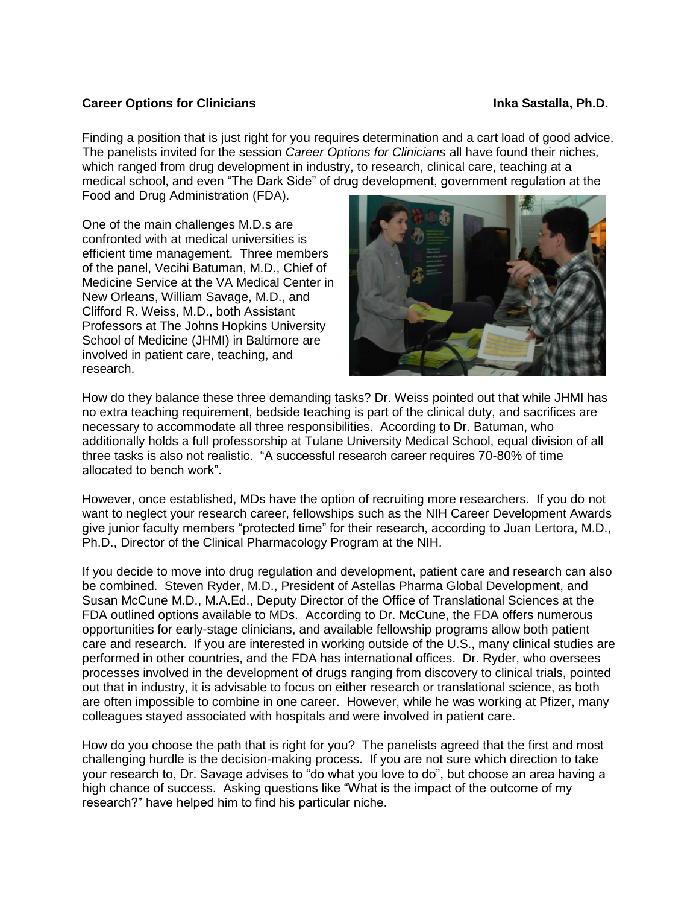**Career Options for Clinicians** **Inka Sastalla, Ph.D.**

Finding a position that is just right for you requires determination and a cart load of good advice. The panelists invited for the session *Career Options for Clinicians* all have found their niches, which ranged from drug development in industry, to research, clinical care, teaching at a medical school, and even "The Dark Side" of drug development, government regulation at the Food and Drug Administration (FDA).

One of the main challenges M.D.s are confronted with at medical universities is efficient time management. Three members of the panel, Vecihi Batuman, M.D., Chief of Medicine Service at the VA Medical Center in New Orleans, William Savage, M.D., and Clifford R. Weiss, M.D., both Assistant Professors at The Johns Hopkins University School of Medicine (JHMI) in Baltimore are involved in patient care, teaching, and research.

How do they balance these three demanding tasks? Dr. Weiss pointed out that while JHMI has no extra teaching requirement, bedside teaching is part of the clinical duty, and sacrifices are necessary to accommodate all three responsibilities. According to Dr. Batuman, who additionally holds a full professorship at Tulane University Medical School, equal division of all three tasks is also not realistic. "A successful research career requires 70-80% of time allocated to bench work".

However, once established, MDs have the option of recruiting more researchers. If you do not want to neglect your research career, fellowships such as the NIH Career Development Awards give junior faculty members "protected time" for their research, according to Juan Lertora, M.D., Ph.D., Director of the Clinical Pharmacology Program at the NIH.

If you decide to move into drug regulation and development, patient care and research can also be combined. Steven Ryder, M.D., President of Astellas Pharma Global Development, and Susan McCune M.D., M.A.Ed., Deputy Director of the Office of Translational Sciences at the FDA outlined options available to MDs. According to Dr. McCune, the FDA offers numerous opportunities for early-stage clinicians, and available fellowship programs allow both patient care and research. If you are interested in working outside of the U.S., many clinical studies are performed in other countries, and the FDA has international offices. Dr. Ryder, who oversees processes involved in the development of drugs ranging from discovery to clinical trials, pointed out that in industry, it is advisable to focus on either research or translational science, as both are often impossible to combine in one career. However, while he was working at Pfizer, many colleagues stayed associated with hospitals and were involved in patient care.

How do you choose the path that is right for you? The panelists agreed that the first and most challenging hurdle is the decision-making process. If you are not sure which direction to take your research to, Dr. Savage advises to "do what you love to do", but choose an area having a high chance of success. Asking questions like "What is the impact of the outcome of my research?" have helped him to find his particular niche.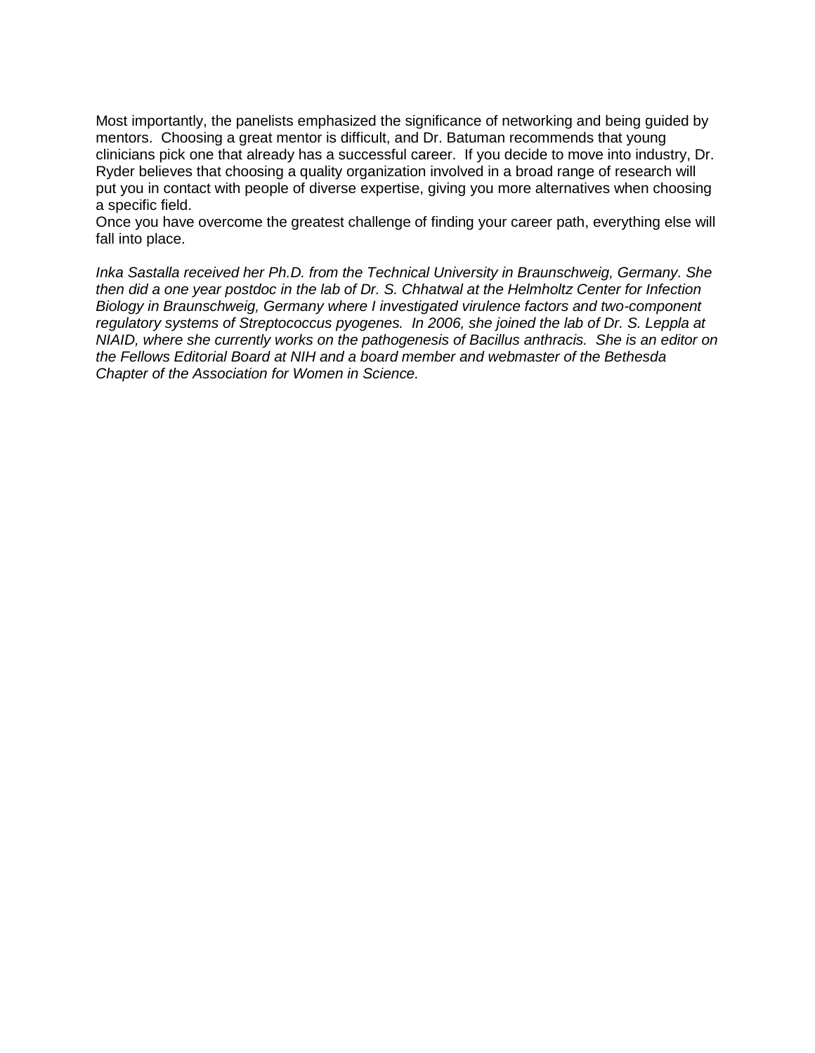Most importantly, the panelists emphasized the significance of networking and being guided by mentors. Choosing a great mentor is difficult, and Dr. Batuman recommends that young clinicians pick one that already has a successful career. If you decide to move into industry, Dr. Ryder believes that choosing a quality organization involved in a broad range of research will put you in contact with people of diverse expertise, giving you more alternatives when choosing a specific field.

Once you have overcome the greatest challenge of finding your career path, everything else will fall into place.

*Inka Sastalla received her Ph.D. from the Technical University in Braunschweig, Germany. She then did a one year postdoc in the lab of Dr. S. Chhatwal at the Helmholtz Center for Infection Biology in Braunschweig, Germany where I investigated virulence factors and two-component regulatory systems of Streptococcus pyogenes. In 2006, she joined the lab of Dr. S. Leppla at NIAID, where she currently works on the pathogenesis of Bacillus anthracis. She is an editor on the Fellows Editorial Board at NIH and a board member and webmaster of the Bethesda Chapter of the Association for Women in Science.*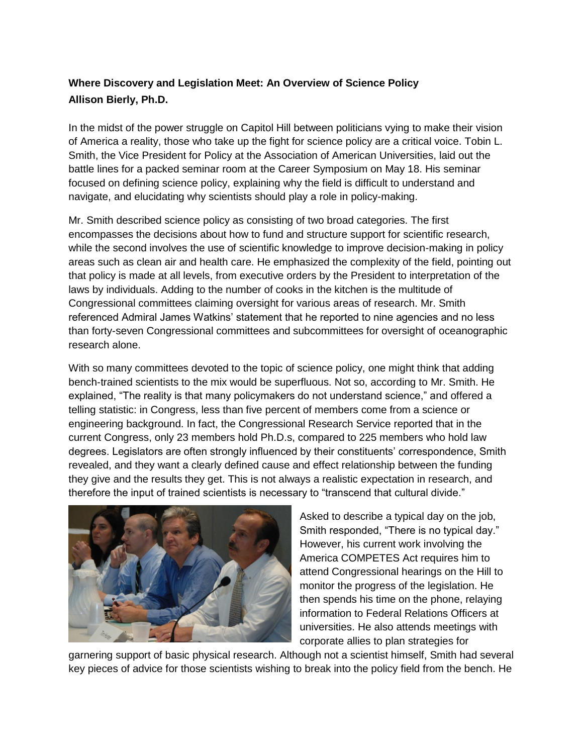**Where Discovery and Legislation Meet: An Overview of Science Policy**
**Allison Bierly, Ph.D.**

In the midst of the power struggle on Capitol Hill between politicians vying to make their vision of America a reality, those who take up the fight for science policy are a critical voice. Tobin L. Smith, the Vice President for Policy at the Association of American Universities, laid out the battle lines for a packed seminar room at the Career Symposium on May 18. His seminar focused on defining science policy, explaining why the field is difficult to understand and navigate, and elucidating why scientists should play a role in policy-making.

Mr. Smith described science policy as consisting of two broad categories. The first encompasses the decisions about how to fund and structure support for scientific research, while the second involves the use of scientific knowledge to improve decision-making in policy areas such as clean air and health care. He emphasized the complexity of the field, pointing out that policy is made at all levels, from executive orders by the President to interpretation of the laws by individuals. Adding to the number of cooks in the kitchen is the multitude of Congressional committees claiming oversight for various areas of research. Mr. Smith referenced Admiral James Watkins' statement that he reported to nine agencies and no less than forty-seven Congressional committees and subcommittees for oversight of oceanographic research alone.

With so many committees devoted to the topic of science policy, one might think that adding bench-trained scientists to the mix would be superfluous. Not so, according to Mr. Smith. He explained, "The reality is that many policymakers do not understand science," and offered a telling statistic: in Congress, less than five percent of members come from a science or engineering background. In fact, the Congressional Research Service reported that in the current Congress, only 23 members hold Ph.D.s, compared to 225 members who hold law degrees. Legislators are often strongly influenced by their constituents' correspondence, Smith revealed, and they want a clearly defined cause and effect relationship between the funding they give and the results they get. This is not always a realistic expectation in research, and therefore the input of trained scientists is necessary to "transcend that cultural divide."

Asked to describe a typical day on the job, Smith responded, "There is no typical day." However, his current work involving the America COMPETES Act requires him to attend Congressional hearings on the Hill to monitor the progress of the legislation. He then spends his time on the phone, relaying information to Federal Relations Officers at universities. He also attends meetings with corporate allies to plan strategies for garnering support of basic physical research. Although not a scientist himself, Smith had several key pieces of advice for those scientists wishing to break into the policy field from the bench. He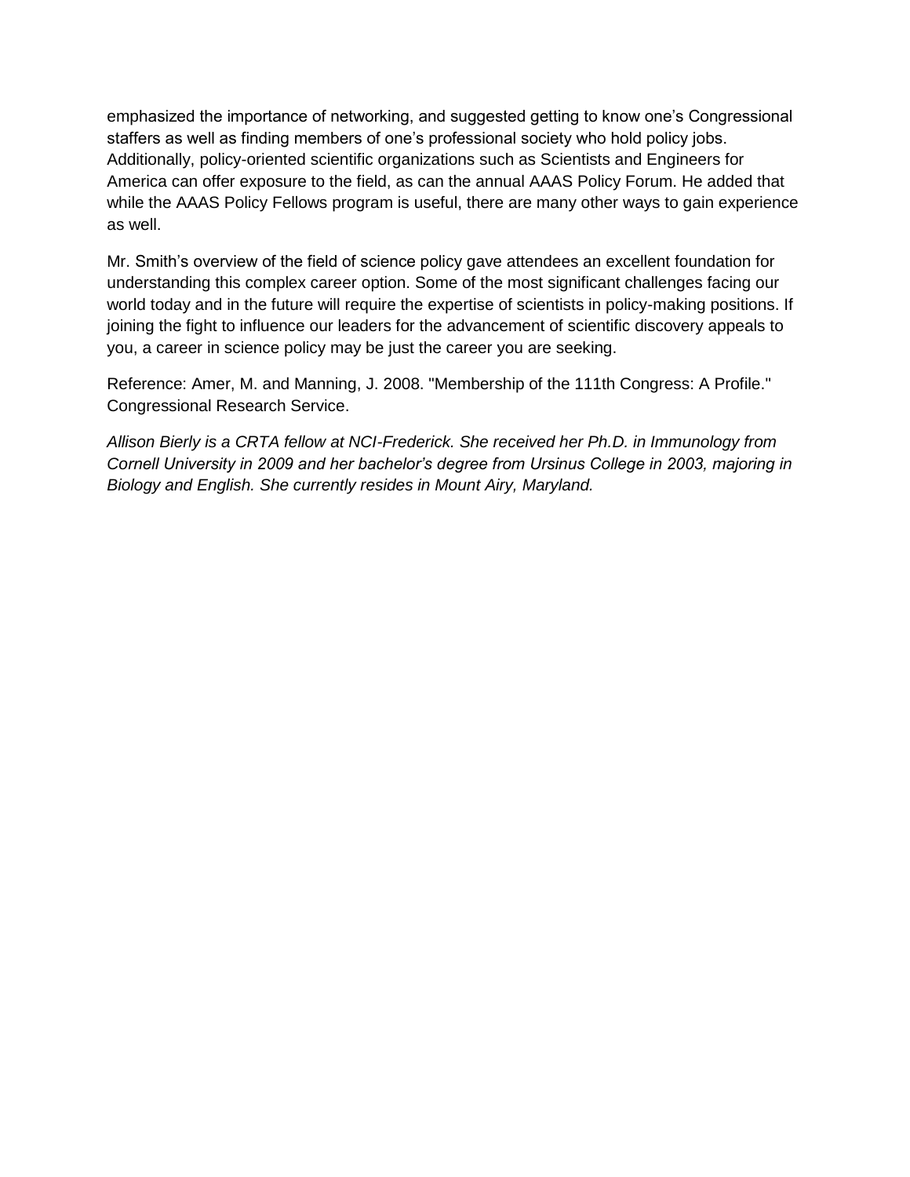emphasized the importance of networking, and suggested getting to know one's Congressional staffers as well as finding members of one's professional society who hold policy jobs. Additionally, policy-oriented scientific organizations such as Scientists and Engineers for America can offer exposure to the field, as can the annual AAAS Policy Forum. He added that while the AAAS Policy Fellows program is useful, there are many other ways to gain experience as well.

Mr. Smith's overview of the field of science policy gave attendees an excellent foundation for understanding this complex career option. Some of the most significant challenges facing our world today and in the future will require the expertise of scientists in policy-making positions. If joining the fight to influence our leaders for the advancement of scientific discovery appeals to you, a career in science policy may be just the career you are seeking.

Reference: Amer, M. and Manning, J. 2008. "Membership of the 111th Congress: A Profile." Congressional Research Service.

*Allison Bierly is a CRTA fellow at NCI-Frederick. She received her Ph.D. in Immunology from Cornell University in 2009 and her bachelor's degree from Ursinus College in 2003, majoring in Biology and English. She currently resides in Mount Airy, Maryland.*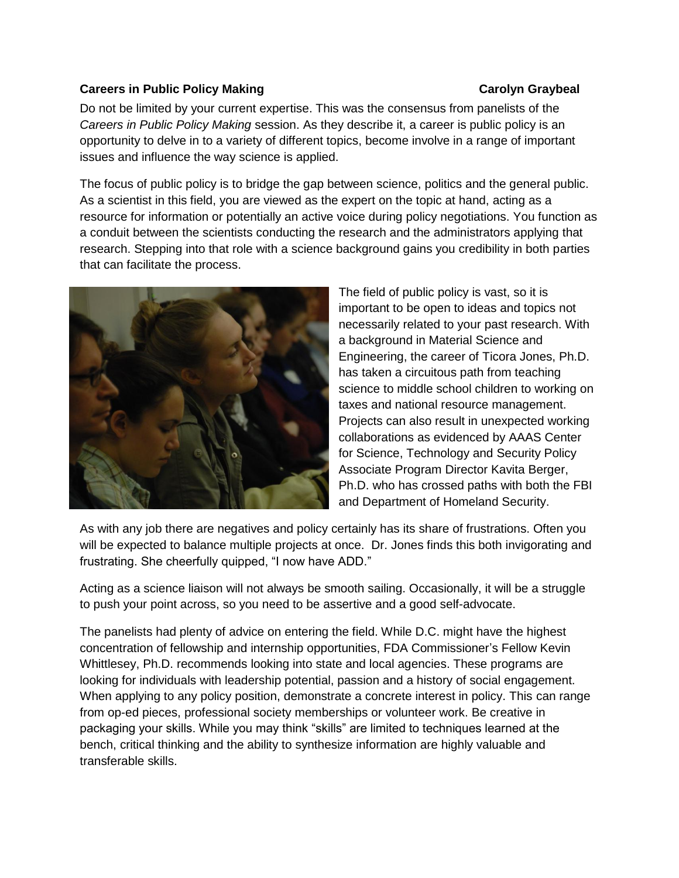**Careers in Public Policy Making** **Carolyn Graybeal**

Do not be limited by your current expertise. This was the consensus from panelists of the *Careers in Public Policy Making* session. As they describe it, a career is public policy is an opportunity to delve in to a variety of different topics, become involve in a range of important issues and influence the way science is applied.

The focus of public policy is to bridge the gap between science, politics and the general public. As a scientist in this field, you are viewed as the expert on the topic at hand, acting as a resource for information or potentially an active voice during policy negotiations. You function as a conduit between the scientists conducting the research and the administrators applying that research. Stepping into that role with a science background gains you credibility in both parties that can facilitate the process.

The field of public policy is vast, so it is important to be open to ideas and topics not necessarily related to your past research. With a background in Material Science and Engineering, the career of Ticora Jones, Ph.D. has taken a circuitous path from teaching science to middle school children to working on taxes and national resource management. Projects can also result in unexpected working collaborations as evidenced by AAAS Center for Science, Technology and Security Policy Associate Program Director Kavita Berger, Ph.D. who has crossed paths with both the FBI and Department of Homeland Security.

As with any job there are negatives and policy certainly has its share of frustrations. Often you will be expected to balance multiple projects at once. Dr. Jones finds this both invigorating and frustrating. She cheerfully quipped, "I now have ADD."

Acting as a science liaison will not always be smooth sailing. Occasionally, it will be a struggle to push your point across, so you need to be assertive and a good self-advocate.

The panelists had plenty of advice on entering the field. While D.C. might have the highest concentration of fellowship and internship opportunities, FDA Commissioner's Fellow Kevin Whittlesey, Ph.D. recommends looking into state and local agencies. These programs are looking for individuals with leadership potential, passion and a history of social engagement. When applying to any policy position, demonstrate a concrete interest in policy. This can range from op-ed pieces, professional society memberships or volunteer work. Be creative in packaging your skills. While you may think "skills" are limited to techniques learned at the bench, critical thinking and the ability to synthesize information are highly valuable and transferable skills.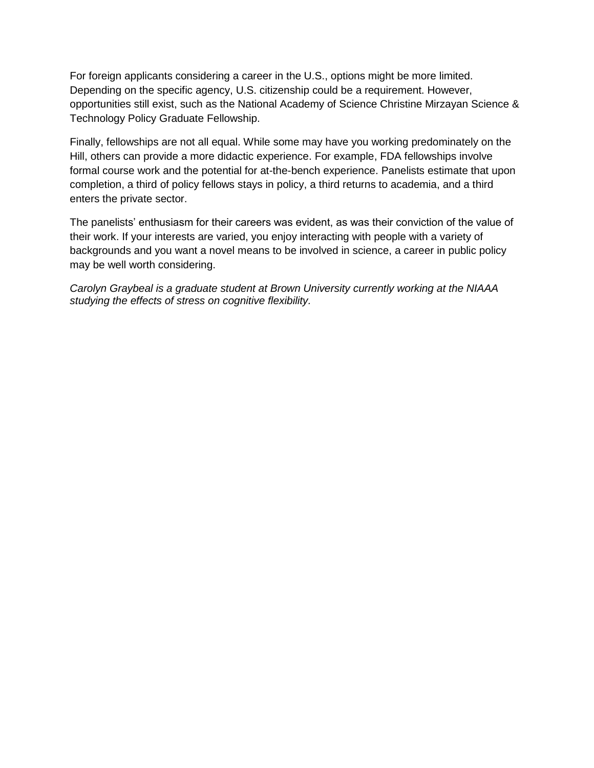For foreign applicants considering a career in the U.S., options might be more limited. Depending on the specific agency, U.S. citizenship could be a requirement. However, opportunities still exist, such as the National Academy of Science Christine Mirzayan Science & Technology Policy Graduate Fellowship.

Finally, fellowships are not all equal. While some may have you working predominately on the Hill, others can provide a more didactic experience. For example, FDA fellowships involve formal course work and the potential for at-the-bench experience. Panelists estimate that upon completion, a third of policy fellows stays in policy, a third returns to academia, and a third enters the private sector.

The panelists' enthusiasm for their careers was evident, as was their conviction of the value of their work. If your interests are varied, you enjoy interacting with people with a variety of backgrounds and you want a novel means to be involved in science, a career in public policy may be well worth considering.

*Carolyn Graybeal is a graduate student at Brown University currently working at the NIAAA studying the effects of stress on cognitive flexibility.*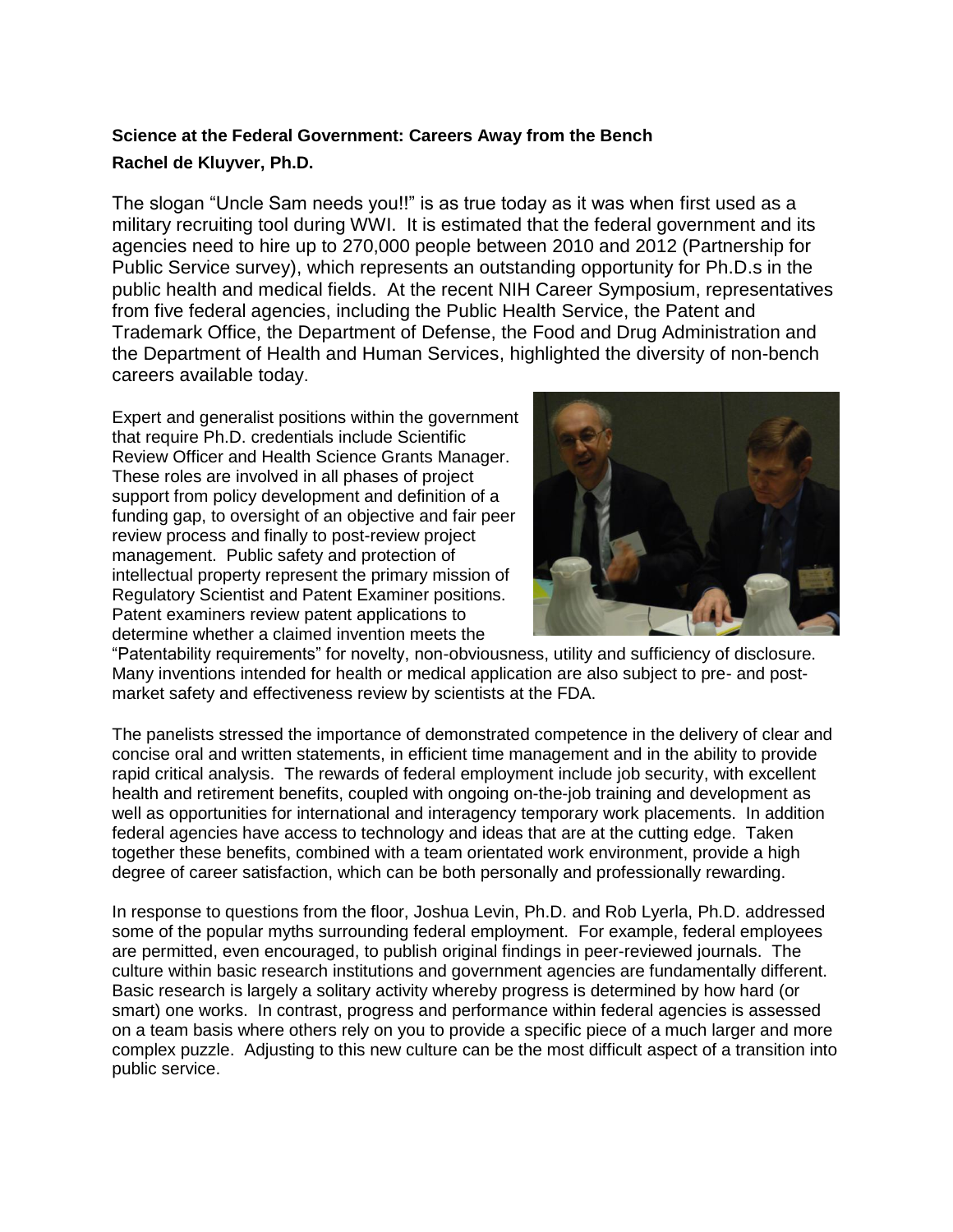**Science at the Federal Government: Careers Away from the Bench**

**Rachel de Kluyver, Ph.D.**

The slogan "Uncle Sam needs you!!" is as true today as it was when first used as a military recruiting tool during WWI. It is estimated that the federal government and its agencies need to hire up to 270,000 people between 2010 and 2012 (Partnership for Public Service survey), which represents an outstanding opportunity for Ph.D.s in the public health and medical fields. At the recent NIH Career Symposium, representatives from five federal agencies, including the Public Health Service, the Patent and Trademark Office, the Department of Defense, the Food and Drug Administration and the Department of Health and Human Services, highlighted the diversity of non-bench careers available today.

Expert and generalist positions within the government that require Ph.D. credentials include Scientific Review Officer and Health Science Grants Manager. These roles are involved in all phases of project support from policy development and definition of a funding gap, to oversight of an objective and fair peer review process and finally to post-review project management. Public safety and protection of intellectual property represent the primary mission of Regulatory Scientist and Patent Examiner positions. Patent examiners review patent applications to determine whether a claimed invention meets the "Patentability requirements" for novelty, non-obviousness, utility and sufficiency of disclosure. Many inventions intended for health or medical application are also subject to pre- and post-market safety and effectiveness review by scientists at the FDA.

The panelists stressed the importance of demonstrated competence in the delivery of clear and concise oral and written statements, in efficient time management and in the ability to provide rapid critical analysis. The rewards of federal employment include job security, with excellent health and retirement benefits, coupled with ongoing on-the-job training and development as well as opportunities for international and interagency temporary work placements. In addition federal agencies have access to technology and ideas that are at the cutting edge. Taken together these benefits, combined with a team orientated work environment, provide a high degree of career satisfaction, which can be both personally and professionally rewarding.

In response to questions from the floor, Joshua Levin, Ph.D. and Rob Lyerla, Ph.D. addressed some of the popular myths surrounding federal employment. For example, federal employees are permitted, even encouraged, to publish original findings in peer-reviewed journals. The culture within basic research institutions and government agencies are fundamentally different. Basic research is largely a solitary activity whereby progress is determined by how hard (or smart) one works. In contrast, progress and performance within federal agencies is assessed on a team basis where others rely on you to provide a specific piece of a much larger and more complex puzzle. Adjusting to this new culture can be the most difficult aspect of a transition into public service.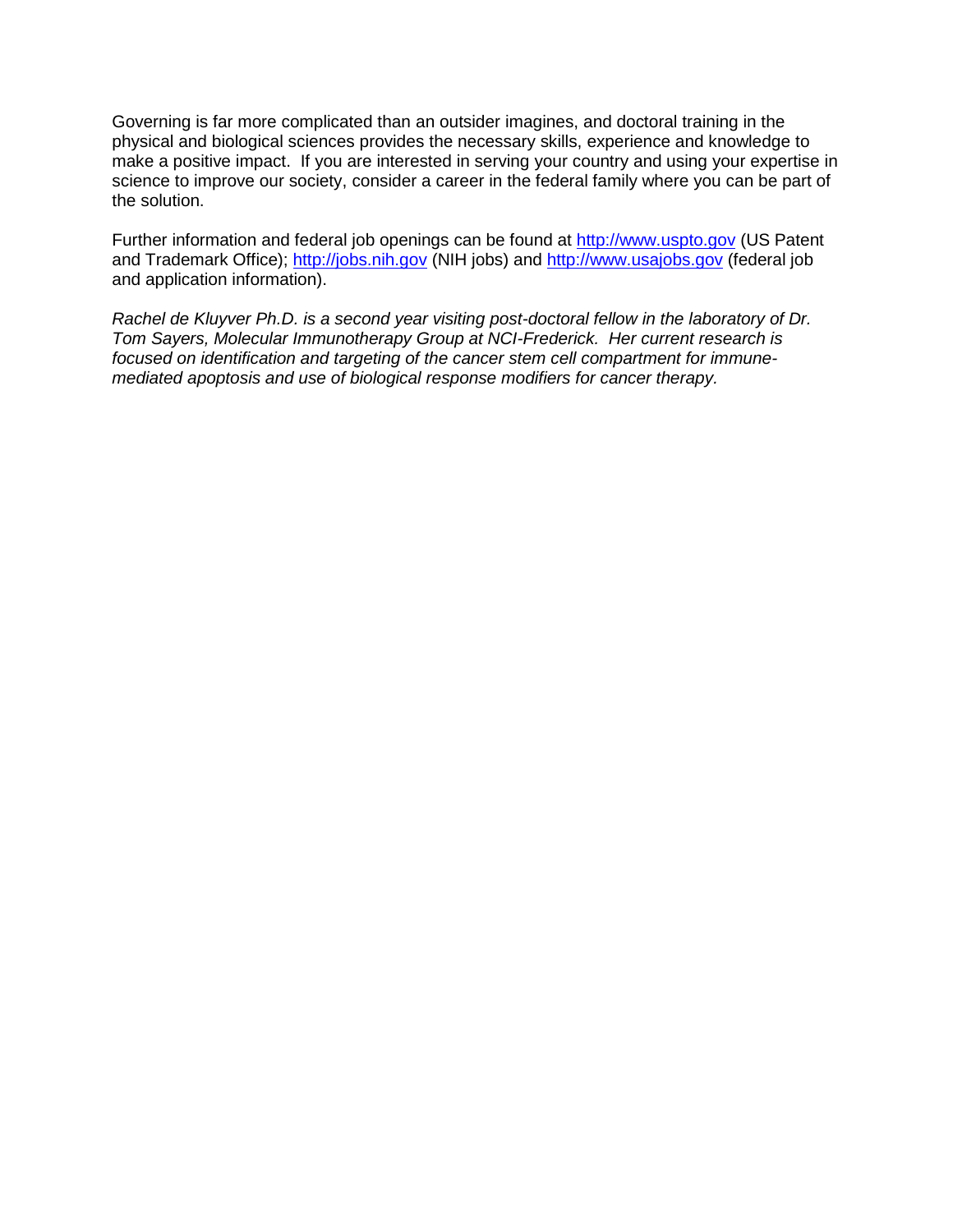Governing is far more complicated than an outsider imagines, and doctoral training in the physical and biological sciences provides the necessary skills, experience and knowledge to make a positive impact. If you are interested in serving your country and using your expertise in science to improve our society, consider a career in the federal family where you can be part of the solution.

Further information and federal job openings can be found at [http://www.uspto.gov](http://www.uspto.gov) (US Patent and Trademark Office); [http://jobs.nih.gov](http://jobs.nih.gov) (NIH jobs) and [http://www.usajobs.gov](http://www.usajobs.gov) (federal job and application information).

*Rachel de Kluyver Ph.D. is a second year visiting post-doctoral fellow in the laboratory of Dr. Tom Sayers, Molecular Immunotherapy Group at NCI-Frederick. Her current research is focused on identification and targeting of the cancer stem cell compartment for immune-mediated apoptosis and use of biological response modifiers for cancer therapy.*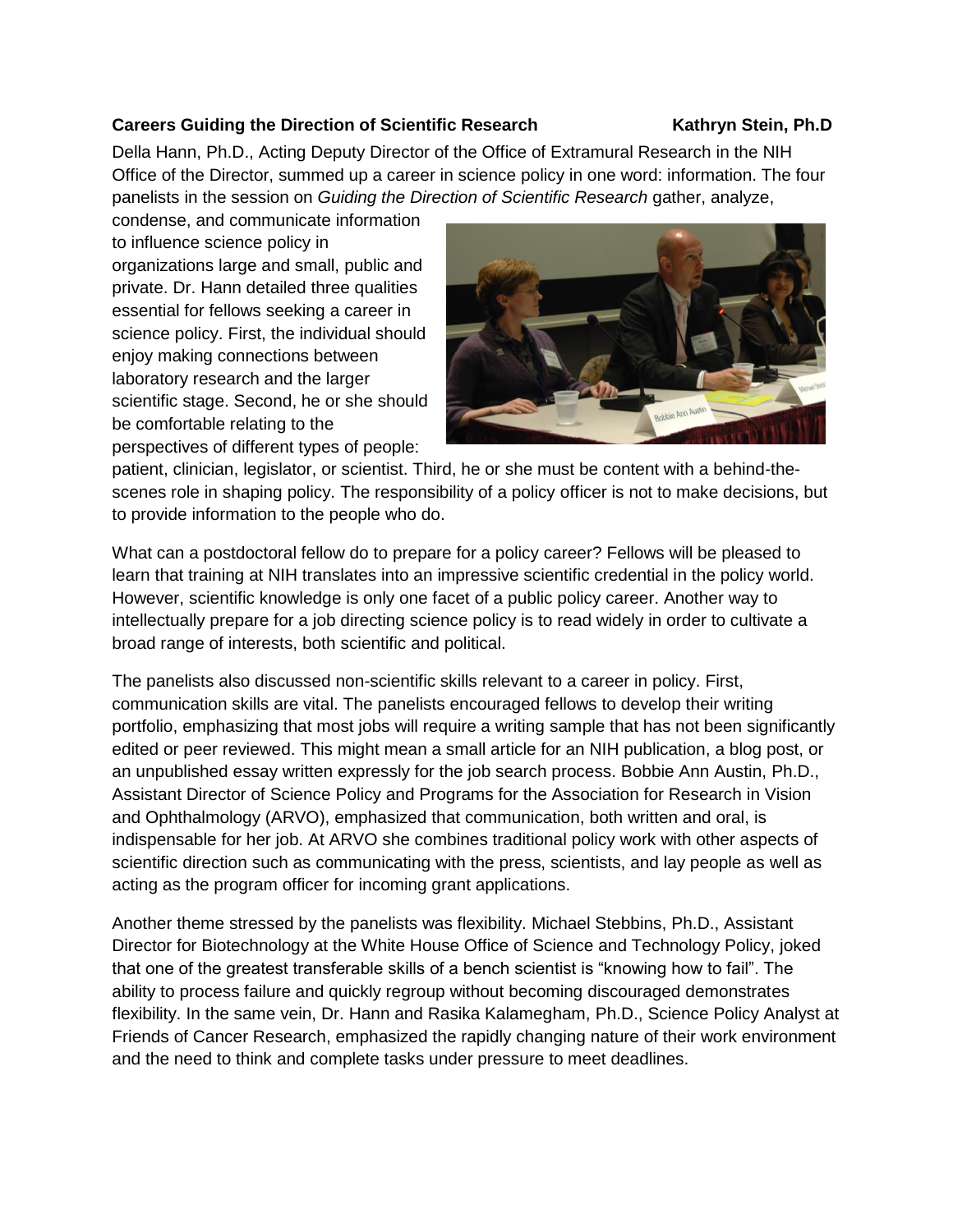**Careers Guiding the Direction of Scientific Research** **Kathryn Stein, Ph.D**

Della Hann, Ph.D., Acting Deputy Director of the Office of Extramural Research in the NIH Office of the Director, summed up a career in science policy in one word: information. The four panelists in the session on *Guiding the Direction of Scientific Research* gather, analyze, condense, and communicate information to influence science policy in organizations large and small, public and private. Dr. Hann detailed three qualities essential for fellows seeking a career in science policy. First, the individual should enjoy making connections between laboratory research and the larger scientific stage. Second, he or she should be comfortable relating to the perspectives of different types of people: patient, clinician, legislator, or scientist. Third, he or she must be content with a behind-the-scenes role in shaping policy. The responsibility of a policy officer is not to make decisions, but to provide information to the people who do.

What can a postdoctoral fellow do to prepare for a policy career? Fellows will be pleased to learn that training at NIH translates into an impressive scientific credential in the policy world. However, scientific knowledge is only one facet of a public policy career. Another way to intellectually prepare for a job directing science policy is to read widely in order to cultivate a broad range of interests, both scientific and political.

The panelists also discussed non-scientific skills relevant to a career in policy. First, communication skills are vital. The panelists encouraged fellows to develop their writing portfolio, emphasizing that most jobs will require a writing sample that has not been significantly edited or peer reviewed. This might mean a small article for an NIH publication, a blog post, or an unpublished essay written expressly for the job search process. Bobbie Ann Austin, Ph.D., Assistant Director of Science Policy and Programs for the Association for Research in Vision and Ophthalmology (ARVO), emphasized that communication, both written and oral, is indispensable for her job. At ARVO she combines traditional policy work with other aspects of scientific direction such as communicating with the press, scientists, and lay people as well as acting as the program officer for incoming grant applications.

Another theme stressed by the panelists was flexibility. Michael Stebbins, Ph.D., Assistant Director for Biotechnology at the White House Office of Science and Technology Policy, joked that one of the greatest transferable skills of a bench scientist is "knowing how to fail". The ability to process failure and quickly regroup without becoming discouraged demonstrates flexibility. In the same vein, Dr. Hann and Rasika Kalamegham, Ph.D., Science Policy Analyst at Friends of Cancer Research, emphasized the rapidly changing nature of their work environment and the need to think and complete tasks under pressure to meet deadlines.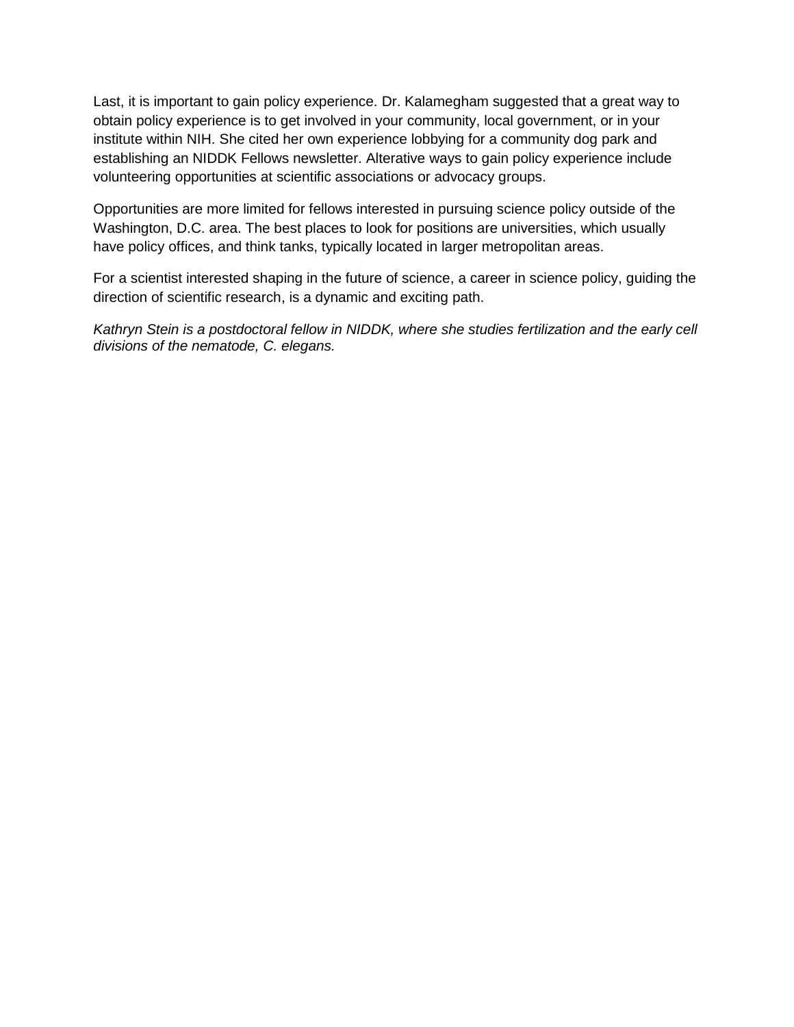Last, it is important to gain policy experience. Dr. Kalamegham suggested that a great way to obtain policy experience is to get involved in your community, local government, or in your institute within NIH. She cited her own experience lobbying for a community dog park and establishing an NIDDK Fellows newsletter. Alterative ways to gain policy experience include volunteering opportunities at scientific associations or advocacy groups.

Opportunities are more limited for fellows interested in pursuing science policy outside of the Washington, D.C. area. The best places to look for positions are universities, which usually have policy offices, and think tanks, typically located in larger metropolitan areas.

For a scientist interested shaping in the future of science, a career in science policy, guiding the direction of scientific research, is a dynamic and exciting path.

*Kathryn Stein is a postdoctoral fellow in NIDDK, where she studies fertilization and the early cell divisions of the nematode, C. elegans.*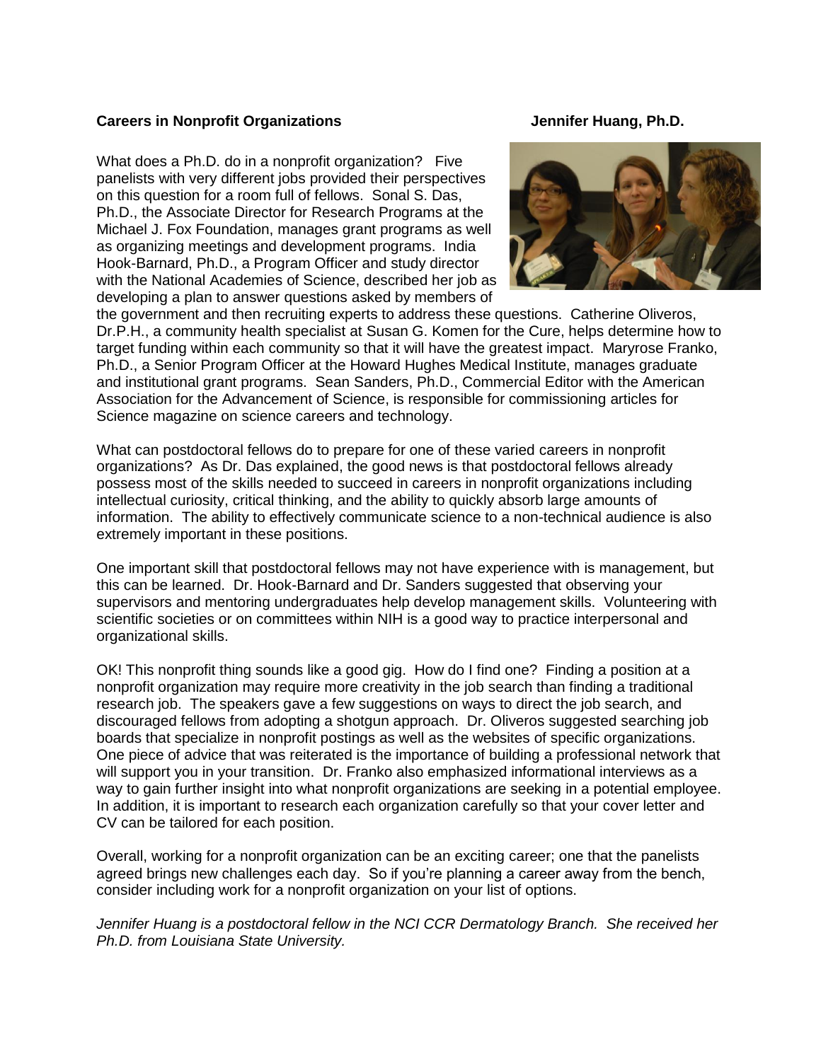## Careers in Nonprofit Organizations

**Jennifer Huang, Ph.D.**

What does a Ph.D. do in a nonprofit organization? Five panelists with very different jobs provided their perspectives on this question for a room full of fellows. Sonal S. Das, Ph.D., the Associate Director for Research Programs at the Michael J. Fox Foundation, manages grant programs as well as organizing meetings and development programs. India Hook-Barnard, Ph.D., a Program Officer and study director with the National Academies of Science, described her job as developing a plan to answer questions asked by members of the government and then recruiting experts to address these questions. Catherine Oliveros, Dr.P.H., a community health specialist at Susan G. Komen for the Cure, helps determine how to target funding within each community so that it will have the greatest impact. Maryrose Franko, Ph.D., a Senior Program Officer at the Howard Hughes Medical Institute, manages graduate and institutional grant programs. Sean Sanders, Ph.D., Commercial Editor with the American Association for the Advancement of Science, is responsible for commissioning articles for Science magazine on science careers and technology.

What can postdoctoral fellows do to prepare for one of these varied careers in nonprofit organizations? As Dr. Das explained, the good news is that postdoctoral fellows already possess most of the skills needed to succeed in careers in nonprofit organizations including intellectual curiosity, critical thinking, and the ability to quickly absorb large amounts of information. The ability to effectively communicate science to a non-technical audience is also extremely important in these positions.

One important skill that postdoctoral fellows may not have experience with is management, but this can be learned. Dr. Hook-Barnard and Dr. Sanders suggested that observing your supervisors and mentoring undergraduates help develop management skills. Volunteering with scientific societies or on committees within NIH is a good way to practice interpersonal and organizational skills.

OK! This nonprofit thing sounds like a good gig. How do I find one? Finding a position at a nonprofit organization may require more creativity in the job search than finding a traditional research job. The speakers gave a few suggestions on ways to direct the job search, and discouraged fellows from adopting a shotgun approach. Dr. Oliveros suggested searching job boards that specialize in nonprofit postings as well as the websites of specific organizations. One piece of advice that was reiterated is the importance of building a professional network that will support you in your transition. Dr. Franko also emphasized informational interviews as a way to gain further insight into what nonprofit organizations are seeking in a potential employee. In addition, it is important to research each organization carefully so that your cover letter and CV can be tailored for each position.

Overall, working for a nonprofit organization can be an exciting career; one that the panelists agreed brings new challenges each day. So if you're planning a career away from the bench, consider including work for a nonprofit organization on your list of options.

*Jennifer Huang is a postdoctoral fellow in the NCI CCR Dermatology Branch. She received her Ph.D. from Louisiana State University.*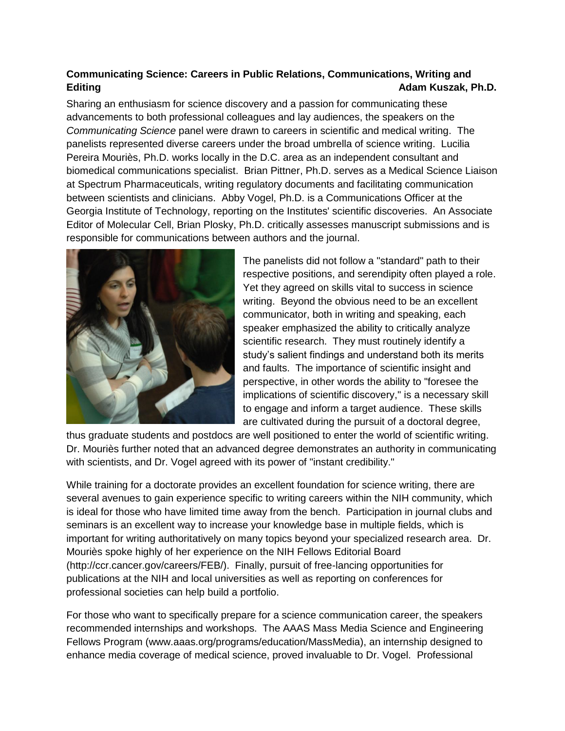**Communicating Science: Careers in Public Relations, Communications, Writing and Editing** **Adam Kuszak, Ph.D.**

Sharing an enthusiasm for science discovery and a passion for communicating these advancements to both professional colleagues and lay audiences, the speakers on the *Communicating Science* panel were drawn to careers in scientific and medical writing. The panelists represented diverse careers under the broad umbrella of science writing. Lucilia Pereira Mouriès, Ph.D. works locally in the D.C. area as an independent consultant and biomedical communications specialist. Brian Pittner, Ph.D. serves as a Medical Science Liaison at Spectrum Pharmaceuticals, writing regulatory documents and facilitating communication between scientists and clinicians. Abby Vogel, Ph.D. is a Communications Officer at the Georgia Institute of Technology, reporting on the Institutes' scientific discoveries. An Associate Editor of Molecular Cell, Brian Plosky, Ph.D. critically assesses manuscript submissions and is responsible for communications between authors and the journal.

The panelists did not follow a "standard" path to their respective positions, and serendipity often played a role. Yet they agreed on skills vital to success in science writing. Beyond the obvious need to be an excellent communicator, both in writing and speaking, each speaker emphasized the ability to critically analyze scientific research. They must routinely identify a study's salient findings and understand both its merits and faults. The importance of scientific insight and perspective, in other words the ability to "foresee the implications of scientific discovery," is a necessary skill to engage and inform a target audience. These skills are cultivated during the pursuit of a doctoral degree, thus graduate students and postdocs are well positioned to enter the world of scientific writing. Dr. Mouriès further noted that an advanced degree demonstrates an authority in communicating with scientists, and Dr. Vogel agreed with its power of "instant credibility."

While training for a doctorate provides an excellent foundation for science writing, there are several avenues to gain experience specific to writing careers within the NIH community, which is ideal for those who have limited time away from the bench. Participation in journal clubs and seminars is an excellent way to increase your knowledge base in multiple fields, which is important for writing authoritatively on many topics beyond your specialized research area. Dr. Mouriès spoke highly of her experience on the NIH Fellows Editorial Board (http://ccr.cancer.gov/careers/FEB/). Finally, pursuit of free-lancing opportunities for publications at the NIH and local universities as well as reporting on conferences for professional societies can help build a portfolio.

For those who want to specifically prepare for a science communication career, the speakers recommended internships and workshops. The AAAS Mass Media Science and Engineering Fellows Program (www.aaas.org/programs/education/MassMedia), an internship designed to enhance media coverage of medical science, proved invaluable to Dr. Vogel. Professional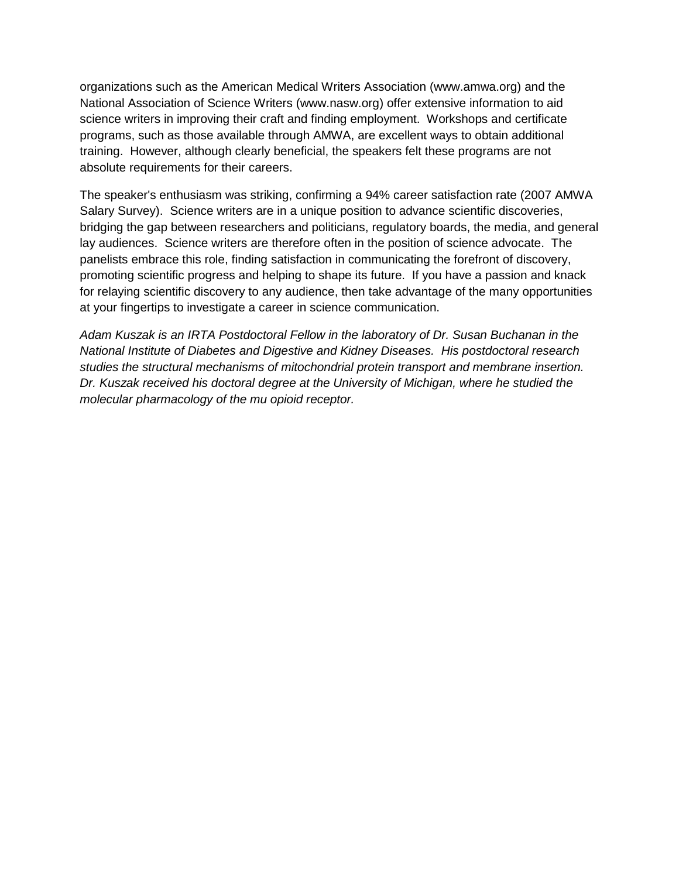organizations such as the American Medical Writers Association (www.amwa.org) and the National Association of Science Writers (www.nasw.org) offer extensive information to aid science writers in improving their craft and finding employment. Workshops and certificate programs, such as those available through AMWA, are excellent ways to obtain additional training. However, although clearly beneficial, the speakers felt these programs are not absolute requirements for their careers.

The speaker's enthusiasm was striking, confirming a 94% career satisfaction rate (2007 AMWA Salary Survey). Science writers are in a unique position to advance scientific discoveries, bridging the gap between researchers and politicians, regulatory boards, the media, and general lay audiences. Science writers are therefore often in the position of science advocate. The panelists embrace this role, finding satisfaction in communicating the forefront of discovery, promoting scientific progress and helping to shape its future. If you have a passion and knack for relaying scientific discovery to any audience, then take advantage of the many opportunities at your fingertips to investigate a career in science communication.

*Adam Kuszak is an IRTA Postdoctoral Fellow in the laboratory of Dr. Susan Buchanan in the National Institute of Diabetes and Digestive and Kidney Diseases. His postdoctoral research studies the structural mechanisms of mitochondrial protein transport and membrane insertion. Dr. Kuszak received his doctoral degree at the University of Michigan, where he studied the molecular pharmacology of the mu opioid receptor.*